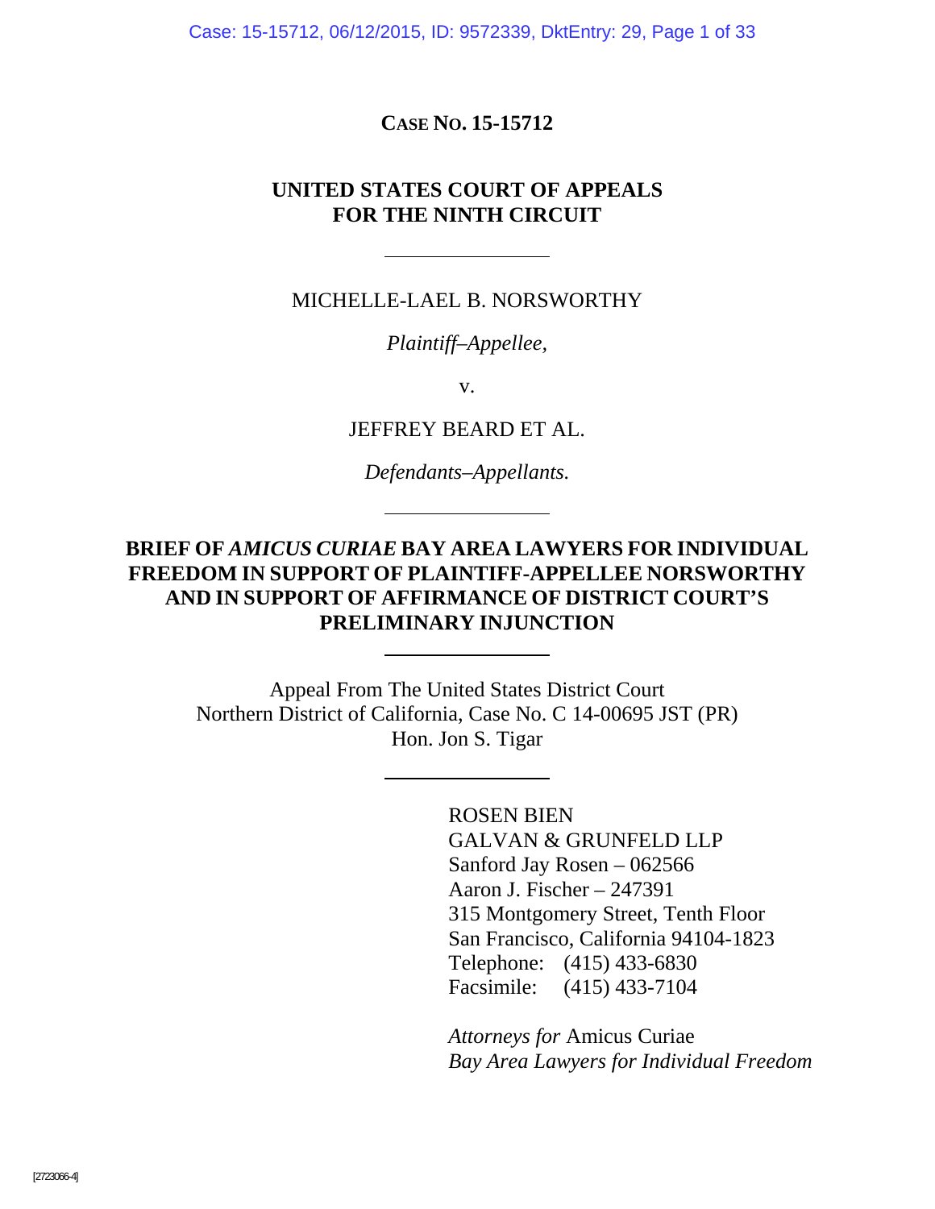**CASE NO. 15-15712**

**UNITED STATES COURT OF APPEALS FOR THE NINTH CIRCUIT**

---

MICHELLE-LAEL B. NORSWORTHY

*Plaintiff–Appellee,*

v.

JEFFREY BEARD ET AL.

*Defendants–Appellants.*

---

**BRIEF OF *AMICUS CURIAE* BAY AREA LAWYERS FOR INDIVIDUAL FREEDOM IN SUPPORT OF PLAINTIFF-APPELLEE NORSWORTHY AND IN SUPPORT OF AFFIRMANCE OF DISTRICT COURT'S PRELIMINARY INJUNCTION**

---

Appeal From The United States District Court
Northern District of California, Case No. C 14-00695 JST (PR)
Hon. Jon S. Tigar

---

ROSEN BIEN
GALVAN & GRUNFELD LLP
Sanford Jay Rosen – 062566
Aaron J. Fischer – 247391
315 Montgomery Street, Tenth Floor
San Francisco, California 94104-1823
Telephone: (415) 433-6830
Facsimile: (415) 433-7104

*Attorneys for* Amicus Curiae
*Bay Area Lawyers for Individual Freedom*

[2723066-4]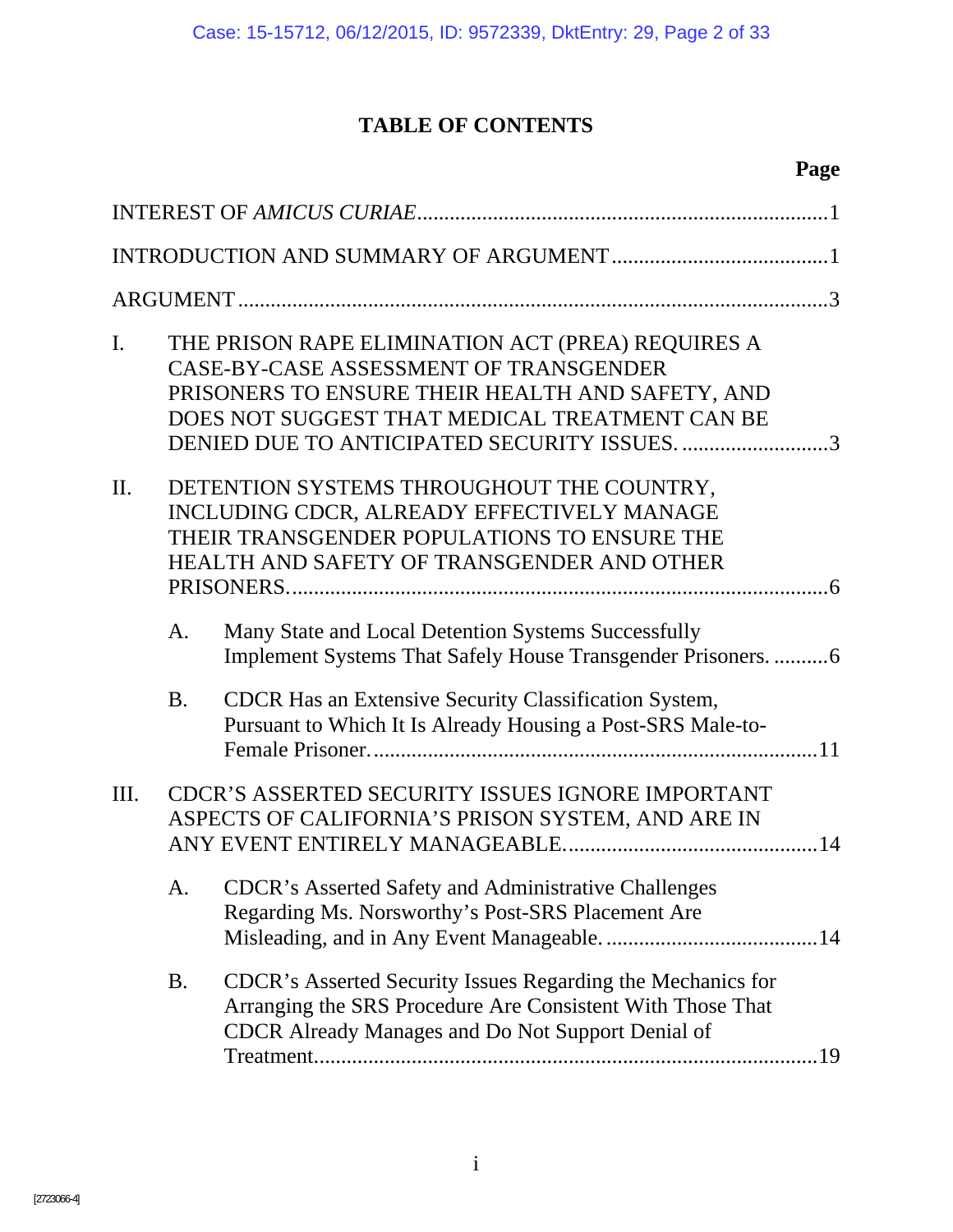# TABLE OF CONTENTS

| | Page |
|---|---|
| INTEREST OF *AMICUS CURIAE* | 1 |
| INTRODUCTION AND SUMMARY OF ARGUMENT | 1 |
| ARGUMENT | 3 |
| I. THE PRISON RAPE ELIMINATION ACT (PREA) REQUIRES A CASE-BY-CASE ASSESSMENT OF TRANSGENDER PRISONERS TO ENSURE THEIR HEALTH AND SAFETY, AND DOES NOT SUGGEST THAT MEDICAL TREATMENT CAN BE DENIED DUE TO ANTICIPATED SECURITY ISSUES. | 3 |
| II. DETENTION SYSTEMS THROUGHOUT THE COUNTRY, INCLUDING CDCR, ALREADY EFFECTIVELY MANAGE THEIR TRANSGENDER POPULATIONS TO ENSURE THE HEALTH AND SAFETY OF TRANSGENDER AND OTHER PRISONERS. | 6 |
| A. Many State and Local Detention Systems Successfully Implement Systems That Safely House Transgender Prisoners. | 6 |
| B. CDCR Has an Extensive Security Classification System, Pursuant to Which It Is Already Housing a Post-SRS Male-to-Female Prisoner. | 11 |
| III. CDCR'S ASSERTED SECURITY ISSUES IGNORE IMPORTANT ASPECTS OF CALIFORNIA'S PRISON SYSTEM, AND ARE IN ANY EVENT ENTIRELY MANAGEABLE. | 14 |
| A. CDCR's Asserted Safety and Administrative Challenges Regarding Ms. Norsworthy's Post-SRS Placement Are Misleading, and in Any Event Manageable. | 14 |
| B. CDCR's Asserted Security Issues Regarding the Mechanics for Arranging the SRS Procedure Are Consistent With Those That CDCR Already Manages and Do Not Support Denial of Treatment. | 19 |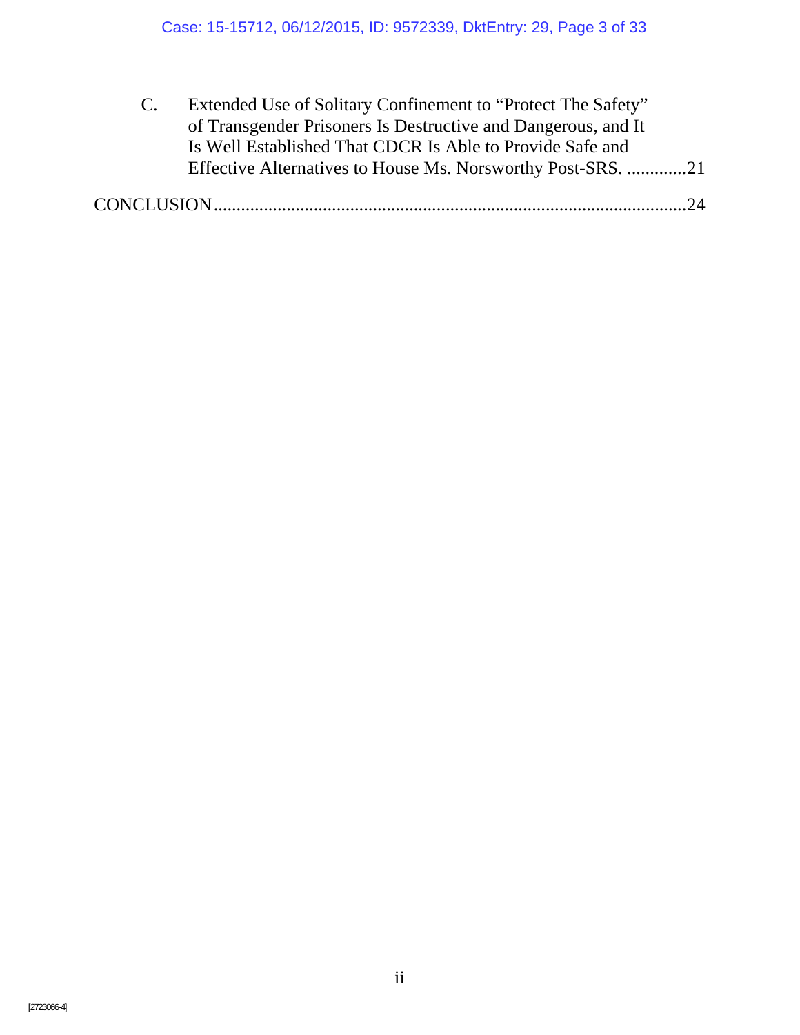C. Extended Use of Solitary Confinement to "Protect The Safety" of Transgender Prisoners Is Destructive and Dangerous, and It Is Well Established That CDCR Is Able to Provide Safe and Effective Alternatives to House Ms. Norsworthy Post-SRS. .............21

CONCLUSION.......................................................................................................24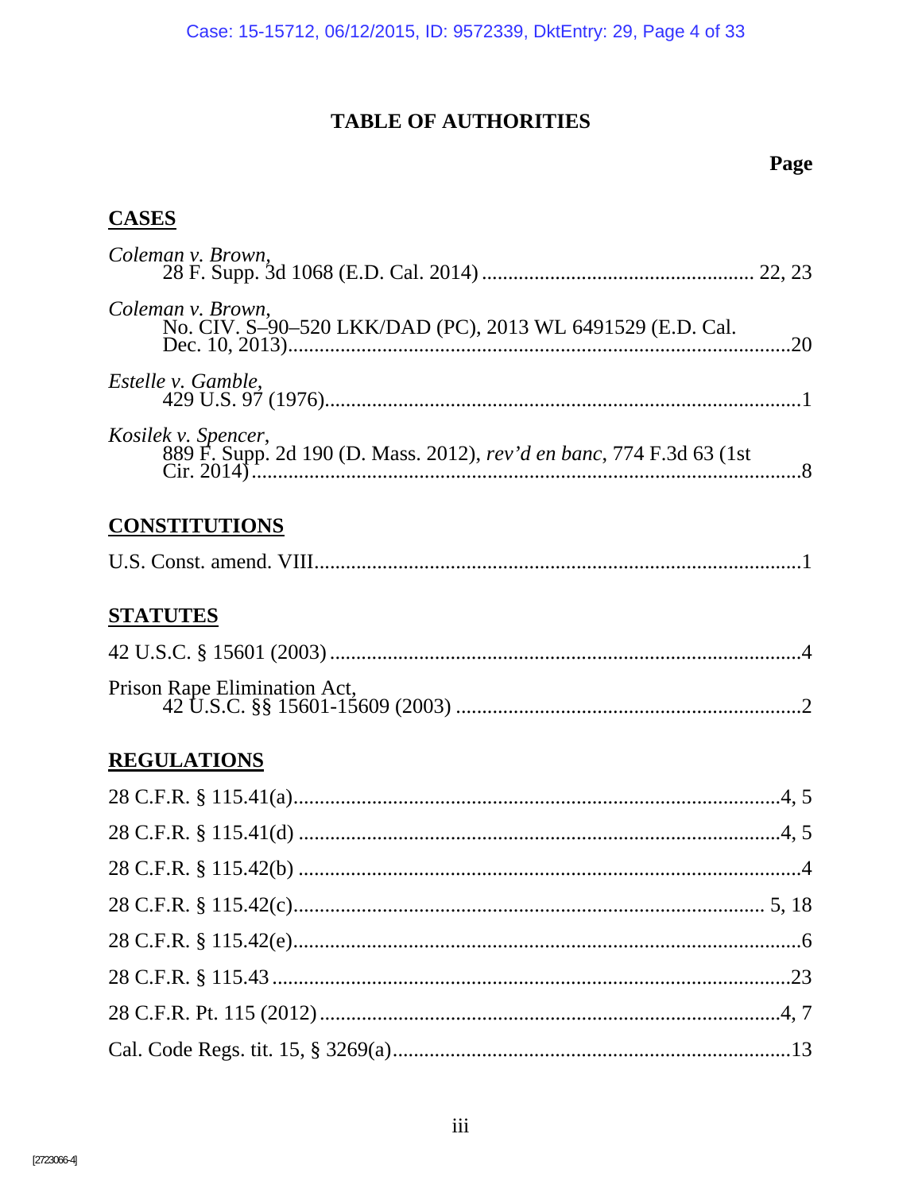# TABLE OF AUTHORITIES

**Page**

## CASES

*Coleman v. Brown*,
28 F. Supp. 3d 1068 (E.D. Cal. 2014) .................................................... 22, 23

*Coleman v. Brown*,
No. CIV. S–90–520 LKK/DAD (PC), 2013 WL 6491529 (E.D. Cal. Dec. 10, 2013)..........................................................................................20

*Estelle v. Gamble*,
429 U.S. 97 (1976)..........................................................................................1

*Kosilek v. Spencer*,
889 F. Supp. 2d 190 (D. Mass. 2012), *rev'd en banc*, 774 F.3d 63 (1st Cir. 2014)..........................................................................................8

## CONSTITUTIONS

U.S. Const. amend. VIII..........................................................................................1

## STATUTES

42 U.S.C. § 15601 (2003) ..........................................................................................4

Prison Rape Elimination Act,
42 U.S.C. §§ 15601-15609 (2003) ..................................................................2

## REGULATIONS

28 C.F.R. § 115.41(a)..........................................................................................4, 5

28 C.F.R. § 115.41(d) ..........................................................................................4, 5

28 C.F.R. § 115.42(b) ..........................................................................................4

28 C.F.R. § 115.42(c).......................................................................................... 5, 18

28 C.F.R. § 115.42(e)..........................................................................................6

28 C.F.R. § 115.43 ..........................................................................................23

28 C.F.R. Pt. 115 (2012) ..........................................................................................4, 7

Cal. Code Regs. tit. 15, § 3269(a)..........................................................................................13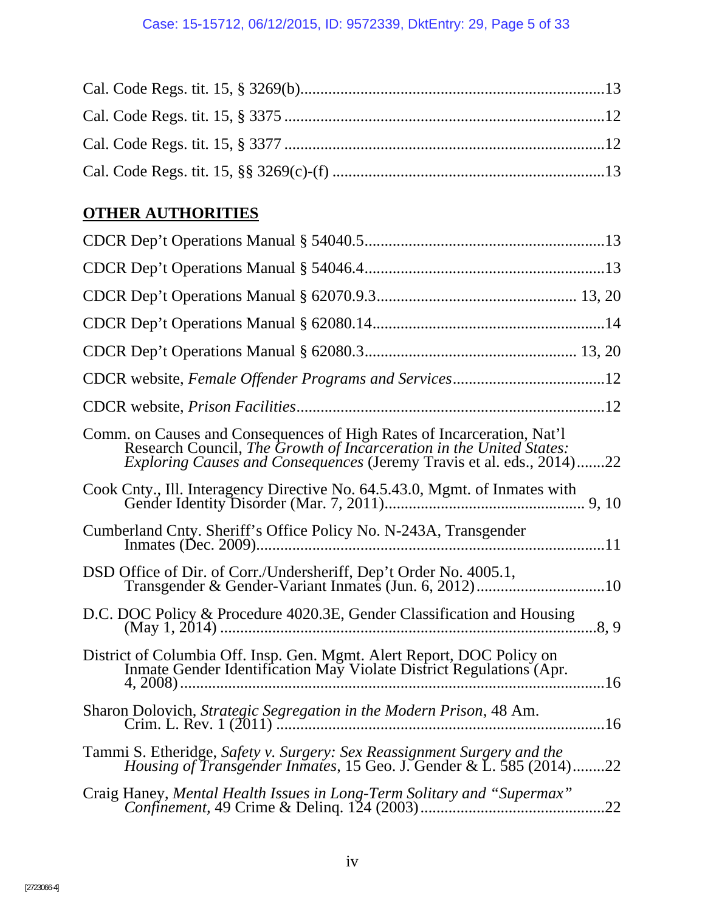Cal. Code Regs. tit. 15, § 3269(b) ........................................................................ 13

Cal. Code Regs. tit. 15, § 3375 ............................................................................. 12

Cal. Code Regs. tit. 15, § 3377 ............................................................................. 12

Cal. Code Regs. tit. 15, §§ 3269(c)-(f) ................................................................. 13

## OTHER AUTHORITIES

CDCR Dep't Operations Manual § 54040.5 ........................................................ 13

CDCR Dep't Operations Manual § 54046.4 ........................................................ 13

CDCR Dep't Operations Manual § 62070.9.3 ............................................... 13, 20

CDCR Dep't Operations Manual § 62080.14 ...................................................... 14

CDCR Dep't Operations Manual § 62080.3 ................................................. 13, 20

CDCR website, *Female Offender Programs and Services* .................................... 12

CDCR website, *Prison Facilities* .......................................................................... 12

Comm. on Causes and Consequences of High Rates of Incarceration, Nat'l Research Council, *The Growth of Incarceration in the United States: Exploring Causes and Consequences* (Jeremy Travis et al. eds., 2014) ....... 22

Cook Cnty., Ill. Interagency Directive No. 64.5.43.0, Mgmt. of Inmates with Gender Identity Disorder (Mar. 7, 2011) ................................................ 9, 10

Cumberland Cnty. Sheriff's Office Policy No. N-243A, Transgender Inmates (Dec. 2009) ..................................................................................... 11

DSD Office of Dir. of Corr./Undersheriff, Dep't Order No. 4005.1, Transgender & Gender-Variant Inmates (Jun. 6, 2012) ............................... 10

D.C. DOC Policy & Procedure 4020.3E, Gender Classification and Housing (May 1, 2014) ............................................................................................ 8, 9

District of Columbia Off. Insp. Gen. Mgmt. Alert Report, DOC Policy on Inmate Gender Identification May Violate District Regulations (Apr. 4, 2008) ....................................................................................................... 16

Sharon Dolovich, *Strategic Segregation in the Modern Prison*, 48 Am. Crim. L. Rev. 1 (2011) ............................................................................... 16

Tammi S. Etheridge, *Safety v. Surgery: Sex Reassignment Surgery and the Housing of Transgender Inmates*, 15 Geo. J. Gender & L. 585 (2014) ........ 22

Craig Haney, *Mental Health Issues in Long-Term Solitary and "Supermax" Confinement,* 49 Crime & Delinq. 124 (2003) ............................................. 22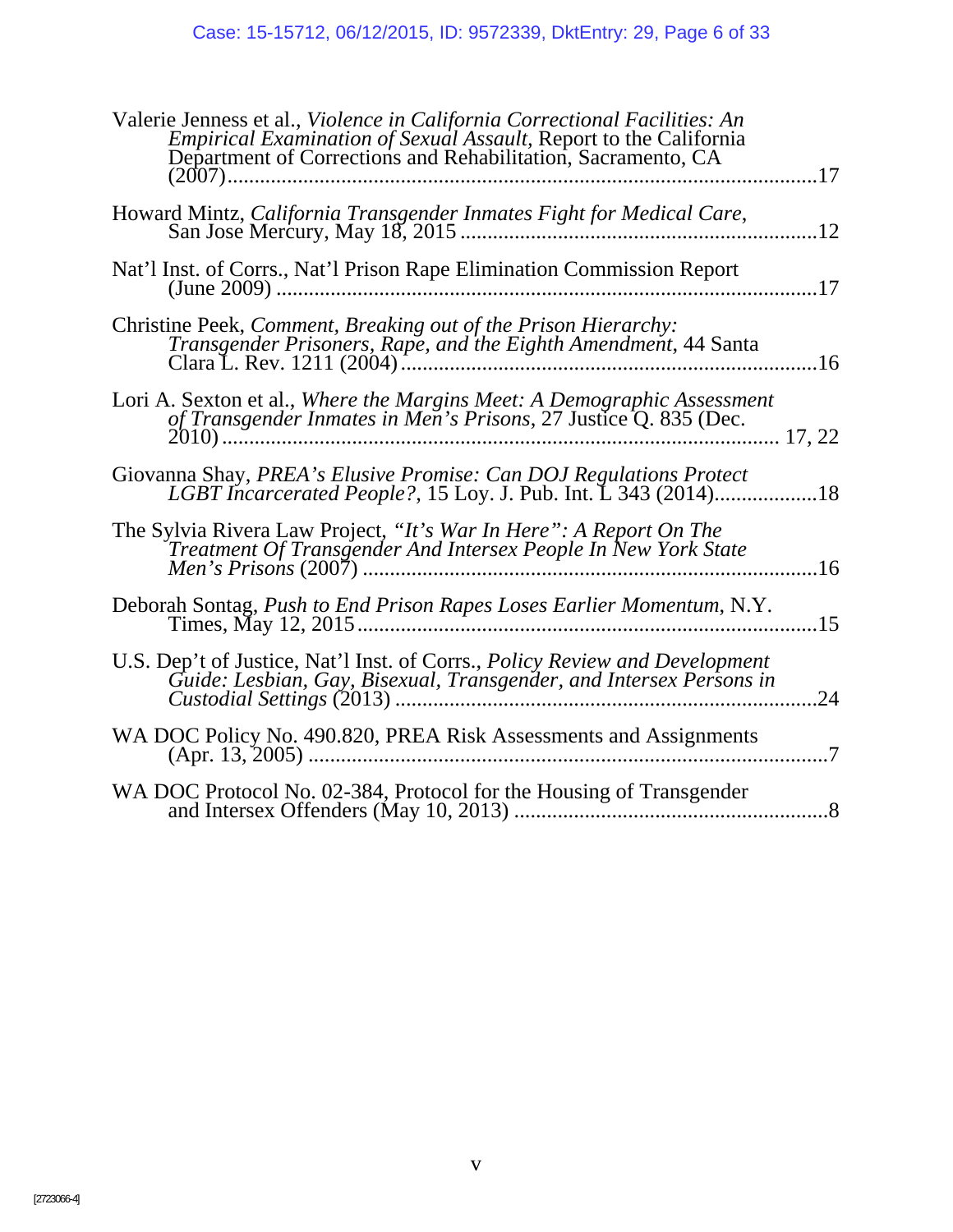Valerie Jenness et al., *Violence in California Correctional Facilities: An Empirical Examination of Sexual Assault,* Report to the California Department of Corrections and Rehabilitation, Sacramento, CA (2007)....................................................................................................17

Howard Mintz, *California Transgender Inmates Fight for Medical Care*, San Jose Mercury, May 18, 2015 ..................................................................12

Nat'l Inst. of Corrs., Nat'l Prison Rape Elimination Commission Report (June 2009) ....................................................................................................17

Christine Peek, *Comment, Breaking out of the Prison Hierarchy: Transgender Prisoners, Rape, and the Eighth Amendment*, 44 Santa Clara L. Rev. 1211 (2004)............................................................................16

Lori A. Sexton et al., *Where the Margins Meet: A Demographic Assessment of Transgender Inmates in Men's Prisons*, 27 Justice Q. 835 (Dec. 2010)........................................................................................................ 17, 22

Giovanna Shay, *PREA's Elusive Promise: Can DOJ Regulations Protect LGBT Incarcerated People?*, 15 Loy. J. Pub. Int. L 343 (2014)..................18

The Sylvia Rivera Law Project, *"It's War In Here": A Report On The Treatment Of Transgender And Intersex People In New York State Men's Prisons* (2007) ...................................................................................16

Deborah Sontag, *Push to End Prison Rapes Loses Earlier Momentum*, N.Y. Times, May 12, 2015....................................................................................15

U.S. Dep't of Justice, Nat'l Inst. of Corrs., *Policy Review and Development Guide: Lesbian, Gay, Bisexual, Transgender, and Intersex Persons in Custodial Settings* (2013) .............................................................................24

WA DOC Policy No. 490.820, PREA Risk Assessments and Assignments (Apr. 13, 2005) ...............................................................................................7

WA DOC Protocol No. 02-384, Protocol for the Housing of Transgender and Intersex Offenders (May 10, 2013) ..........................................................8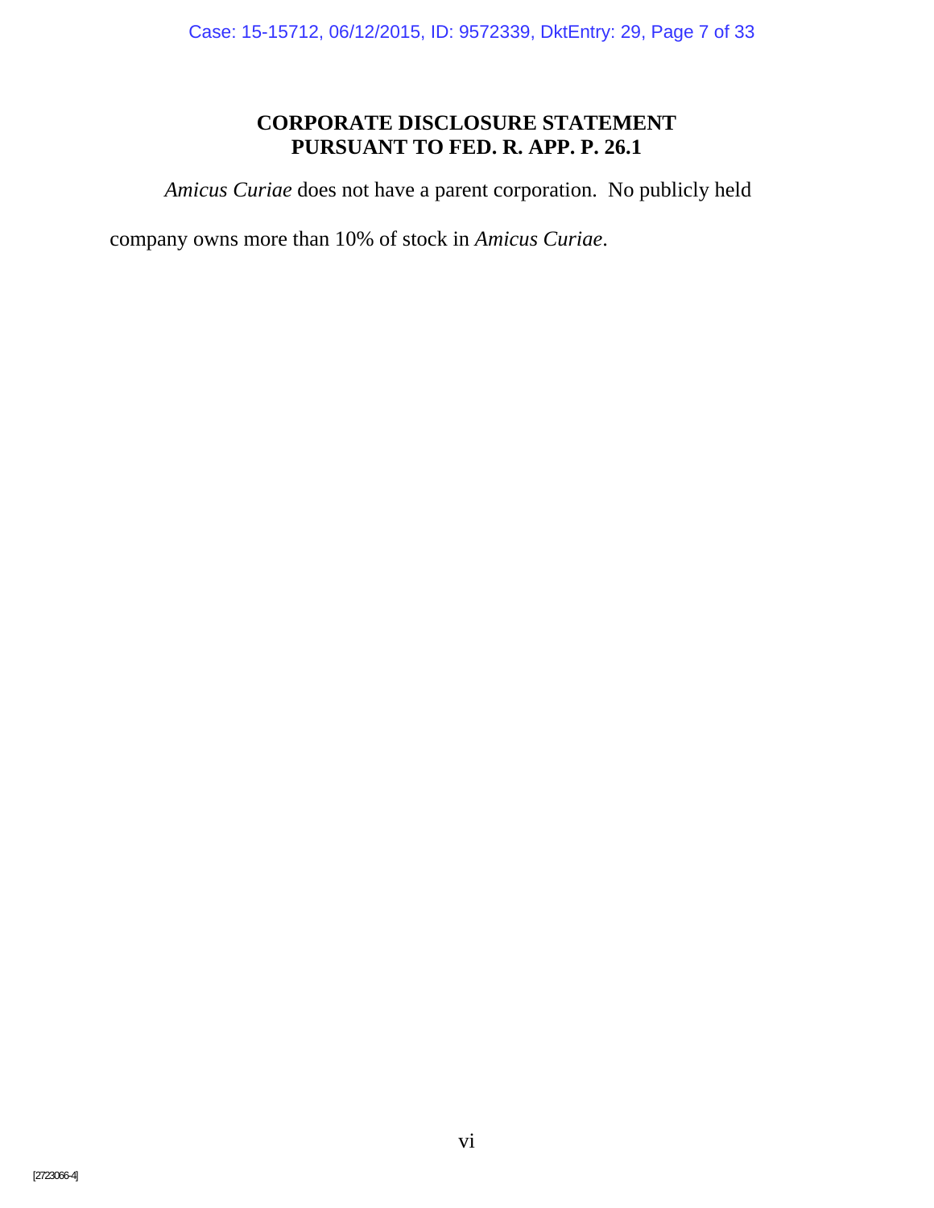## CORPORATE DISCLOSURE STATEMENT PURSUANT TO FED. R. APP. P. 26.1

*Amicus Curiae* does not have a parent corporation. No publicly held company owns more than 10% of stock in *Amicus Curiae*.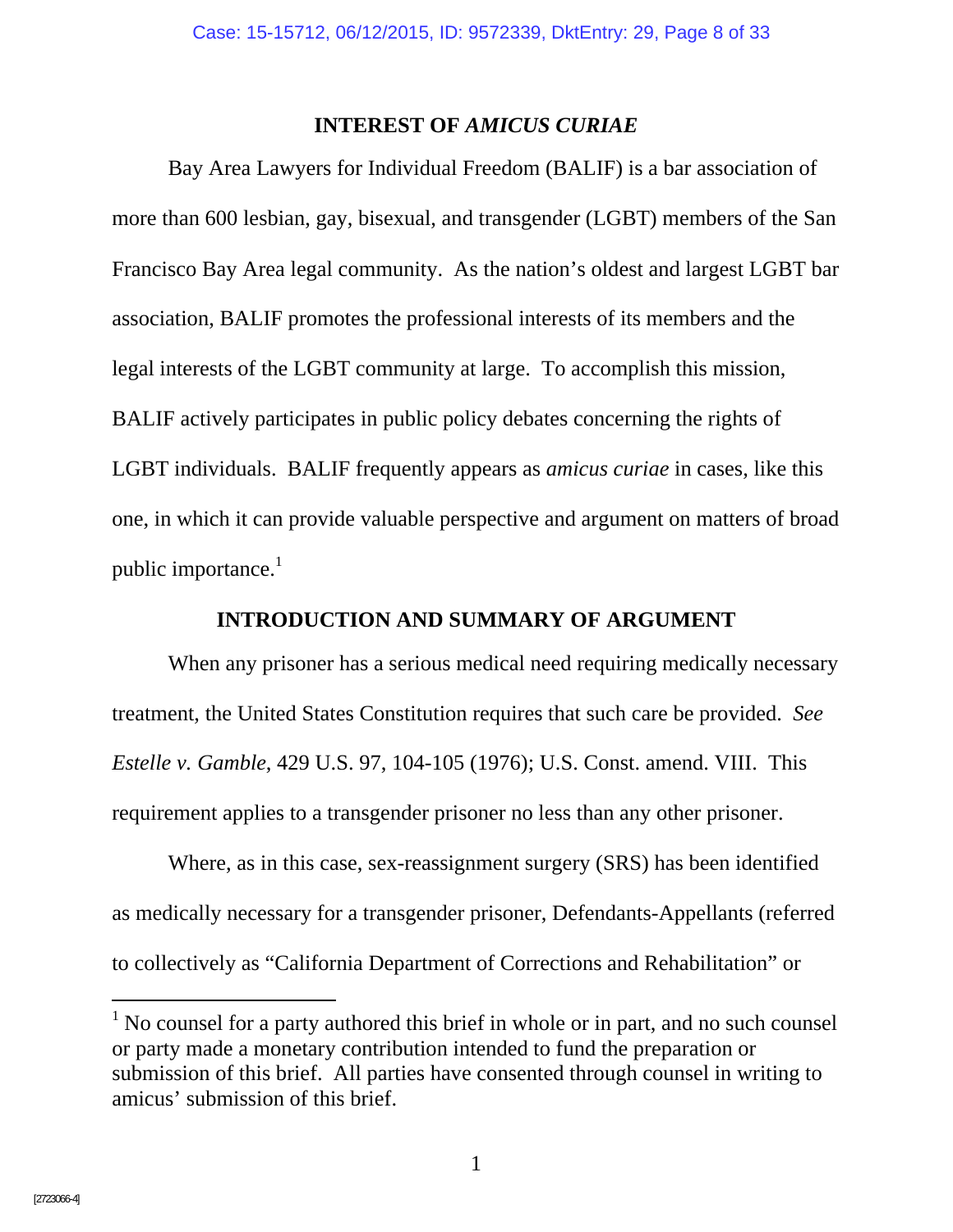## INTEREST OF *AMICUS CURIAE*

Bay Area Lawyers for Individual Freedom (BALIF) is a bar association of more than 600 lesbian, gay, bisexual, and transgender (LGBT) members of the San Francisco Bay Area legal community. As the nation's oldest and largest LGBT bar association, BALIF promotes the professional interests of its members and the legal interests of the LGBT community at large. To accomplish this mission, BALIF actively participates in public policy debates concerning the rights of LGBT individuals. BALIF frequently appears as *amicus curiae* in cases, like this one, in which it can provide valuable perspective and argument on matters of broad public importance.[1]

## INTRODUCTION AND SUMMARY OF ARGUMENT

When any prisoner has a serious medical need requiring medically necessary treatment, the United States Constitution requires that such care be provided. *See Estelle v. Gamble*, 429 U.S. 97, 104-105 (1976); U.S. Const. amend. VIII. This requirement applies to a transgender prisoner no less than any other prisoner.

Where, as in this case, sex-reassignment surgery (SRS) has been identified as medically necessary for a transgender prisoner, Defendants-Appellants (referred to collectively as "California Department of Corrections and Rehabilitation" or

---

[1] No counsel for a party authored this brief in whole or in part, and no such counsel or party made a monetary contribution intended to fund the preparation or submission of this brief. All parties have consented through counsel in writing to amicus' submission of this brief.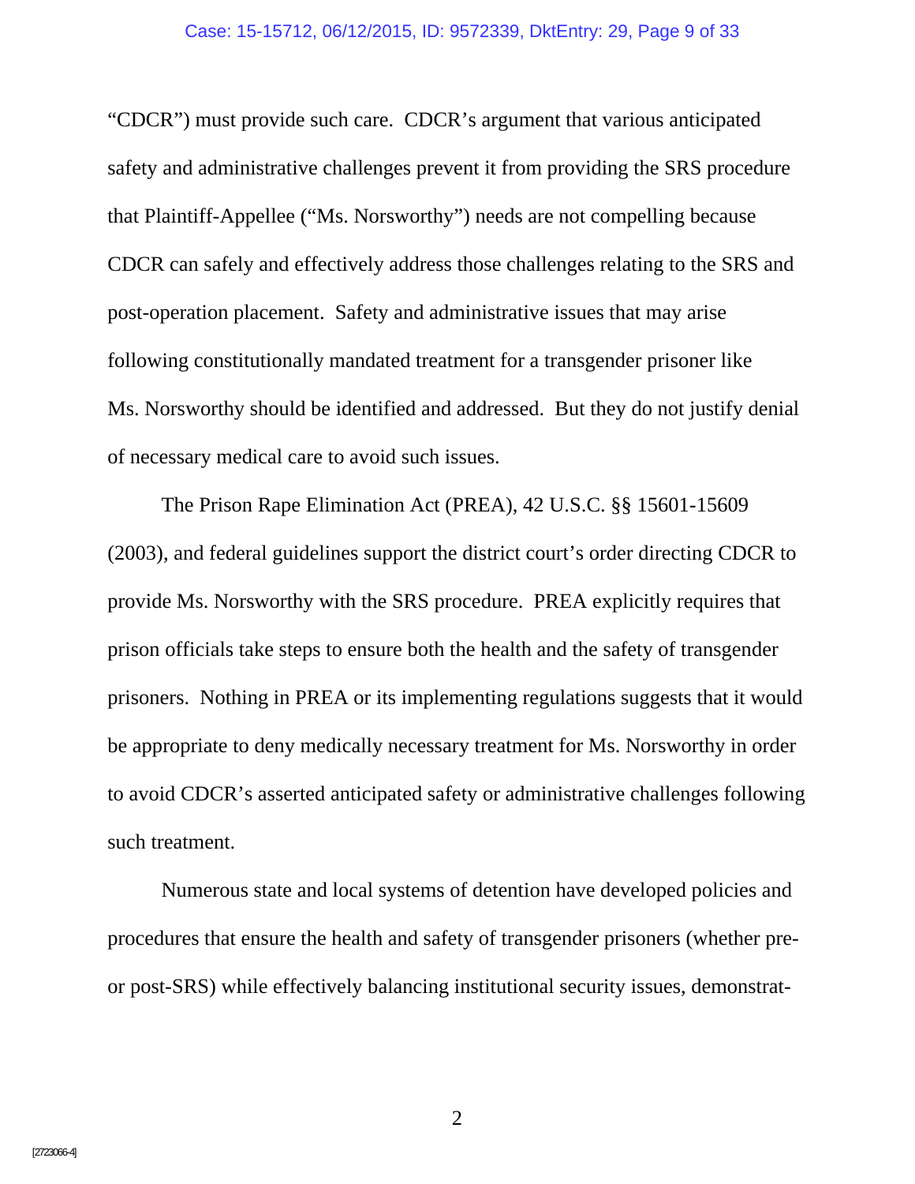“CDCR”) must provide such care. CDCR’s argument that various anticipated safety and administrative challenges prevent it from providing the SRS procedure that Plaintiff-Appellee (“Ms. Norsworthy”) needs are not compelling because CDCR can safely and effectively address those challenges relating to the SRS and post-operation placement. Safety and administrative issues that may arise following constitutionally mandated treatment for a transgender prisoner like Ms. Norsworthy should be identified and addressed. But they do not justify denial of necessary medical care to avoid such issues.

The Prison Rape Elimination Act (PREA), 42 U.S.C. §§ 15601-15609 (2003), and federal guidelines support the district court’s order directing CDCR to provide Ms. Norsworthy with the SRS procedure. PREA explicitly requires that prison officials take steps to ensure both the health and the safety of transgender prisoners. Nothing in PREA or its implementing regulations suggests that it would be appropriate to deny medically necessary treatment for Ms. Norsworthy in order to avoid CDCR’s asserted anticipated safety or administrative challenges following such treatment.

Numerous state and local systems of detention have developed policies and procedures that ensure the health and safety of transgender prisoners (whether pre- or post-SRS) while effectively balancing institutional security issues, demonstrat-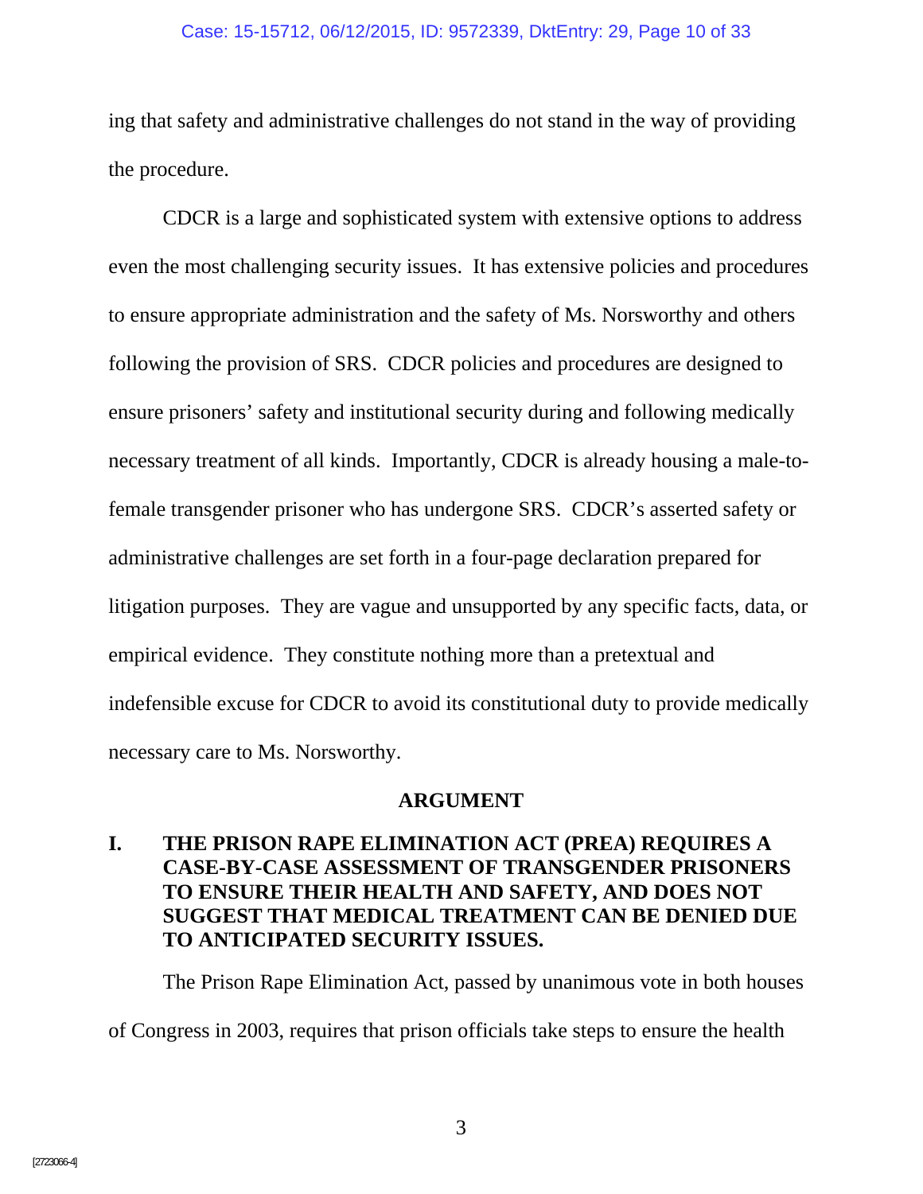ing that safety and administrative challenges do not stand in the way of providing the procedure.

CDCR is a large and sophisticated system with extensive options to address even the most challenging security issues. It has extensive policies and procedures to ensure appropriate administration and the safety of Ms. Norsworthy and others following the provision of SRS. CDCR policies and procedures are designed to ensure prisoners' safety and institutional security during and following medically necessary treatment of all kinds. Importantly, CDCR is already housing a male-to-female transgender prisoner who has undergone SRS. CDCR's asserted safety or administrative challenges are set forth in a four-page declaration prepared for litigation purposes. They are vague and unsupported by any specific facts, data, or empirical evidence. They constitute nothing more than a pretextual and indefensible excuse for CDCR to avoid its constitutional duty to provide medically necessary care to Ms. Norsworthy.

## ARGUMENT

### I. THE PRISON RAPE ELIMINATION ACT (PREA) REQUIRES A CASE-BY-CASE ASSESSMENT OF TRANSGENDER PRISONERS TO ENSURE THEIR HEALTH AND SAFETY, AND DOES NOT SUGGEST THAT MEDICAL TREATMENT CAN BE DENIED DUE TO ANTICIPATED SECURITY ISSUES.

The Prison Rape Elimination Act, passed by unanimous vote in both houses of Congress in 2003, requires that prison officials take steps to ensure the health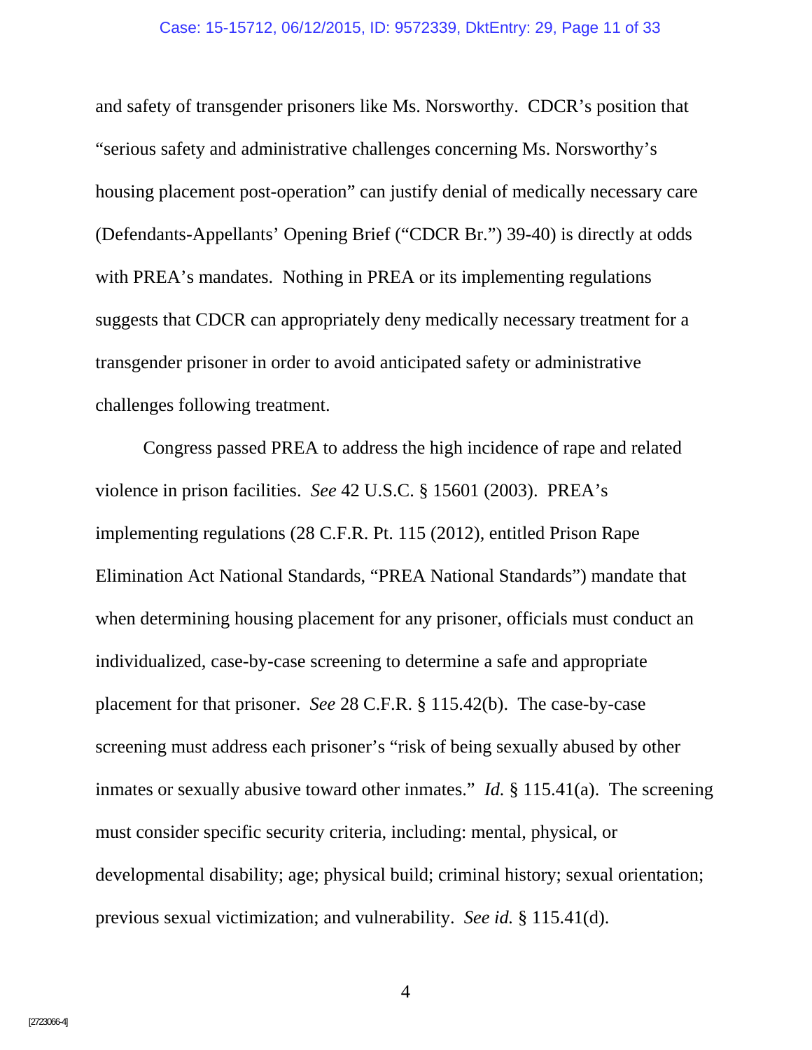and safety of transgender prisoners like Ms. Norsworthy. CDCR's position that "serious safety and administrative challenges concerning Ms. Norsworthy's housing placement post-operation" can justify denial of medically necessary care (Defendants-Appellants' Opening Brief ("CDCR Br.") 39-40) is directly at odds with PREA's mandates. Nothing in PREA or its implementing regulations suggests that CDCR can appropriately deny medically necessary treatment for a transgender prisoner in order to avoid anticipated safety or administrative challenges following treatment.

Congress passed PREA to address the high incidence of rape and related violence in prison facilities. *See* 42 U.S.C. § 15601 (2003). PREA's implementing regulations (28 C.F.R. Pt. 115 (2012), entitled Prison Rape Elimination Act National Standards, "PREA National Standards") mandate that when determining housing placement for any prisoner, officials must conduct an individualized, case-by-case screening to determine a safe and appropriate placement for that prisoner. *See* 28 C.F.R. § 115.42(b). The case-by-case screening must address each prisoner's "risk of being sexually abused by other inmates or sexually abusive toward other inmates." *Id.* § 115.41(a). The screening must consider specific security criteria, including: mental, physical, or developmental disability; age; physical build; criminal history; sexual orientation; previous sexual victimization; and vulnerability. *See id.* § 115.41(d).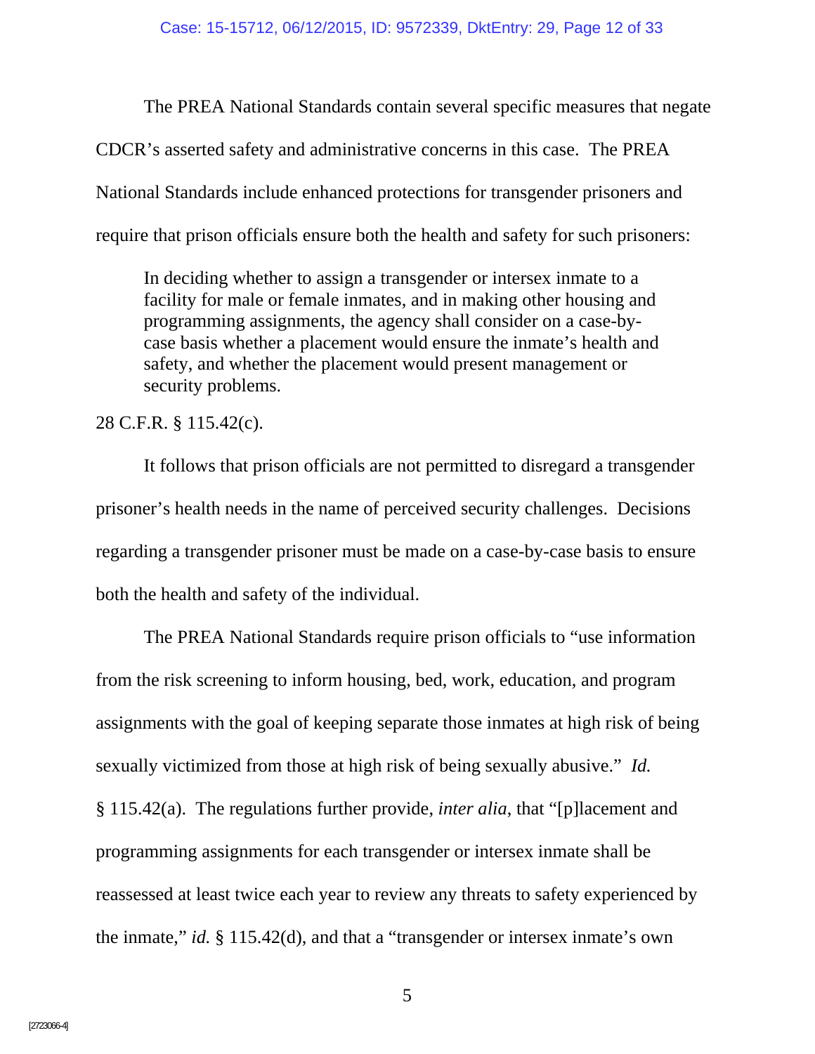The PREA National Standards contain several specific measures that negate CDCR's asserted safety and administrative concerns in this case. The PREA National Standards include enhanced protections for transgender prisoners and require that prison officials ensure both the health and safety for such prisoners:

> In deciding whether to assign a transgender or intersex inmate to a facility for male or female inmates, and in making other housing and programming assignments, the agency shall consider on a case-by-case basis whether a placement would ensure the inmate's health and safety, and whether the placement would present management or security problems.

28 C.F.R. § 115.42(c).

It follows that prison officials are not permitted to disregard a transgender prisoner's health needs in the name of perceived security challenges. Decisions regarding a transgender prisoner must be made on a case-by-case basis to ensure both the health and safety of the individual.

The PREA National Standards require prison officials to "use information from the risk screening to inform housing, bed, work, education, and program assignments with the goal of keeping separate those inmates at high risk of being sexually victimized from those at high risk of being sexually abusive." *Id.* § 115.42(a). The regulations further provide, *inter alia*, that "[p]lacement and programming assignments for each transgender or intersex inmate shall be reassessed at least twice each year to review any threats to safety experienced by the inmate," *id.* § 115.42(d), and that a "transgender or intersex inmate's own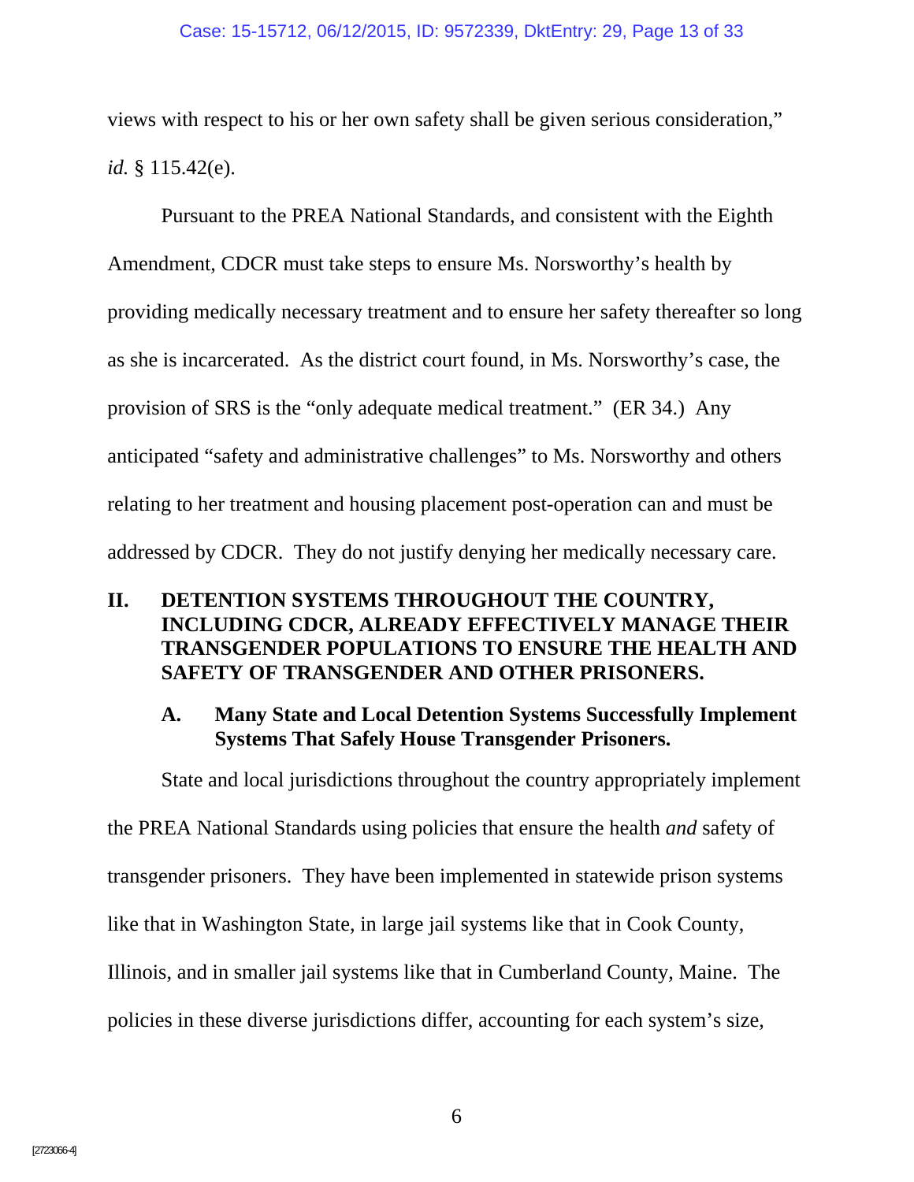views with respect to his or her own safety shall be given serious consideration," *id.* § 115.42(e).

Pursuant to the PREA National Standards, and consistent with the Eighth Amendment, CDCR must take steps to ensure Ms. Norsworthy's health by providing medically necessary treatment and to ensure her safety thereafter so long as she is incarcerated. As the district court found, in Ms. Norsworthy's case, the provision of SRS is the "only adequate medical treatment." (ER 34.) Any anticipated "safety and administrative challenges" to Ms. Norsworthy and others relating to her treatment and housing placement post-operation can and must be addressed by CDCR. They do not justify denying her medically necessary care.

## II. DETENTION SYSTEMS THROUGHOUT THE COUNTRY, INCLUDING CDCR, ALREADY EFFECTIVELY MANAGE THEIR TRANSGENDER POPULATIONS TO ENSURE THE HEALTH AND SAFETY OF TRANSGENDER AND OTHER PRISONERS.

### A. Many State and Local Detention Systems Successfully Implement Systems That Safely House Transgender Prisoners.

State and local jurisdictions throughout the country appropriately implement the PREA National Standards using policies that ensure the health *and* safety of transgender prisoners. They have been implemented in statewide prison systems like that in Washington State, in large jail systems like that in Cook County, Illinois, and in smaller jail systems like that in Cumberland County, Maine. The policies in these diverse jurisdictions differ, accounting for each system's size,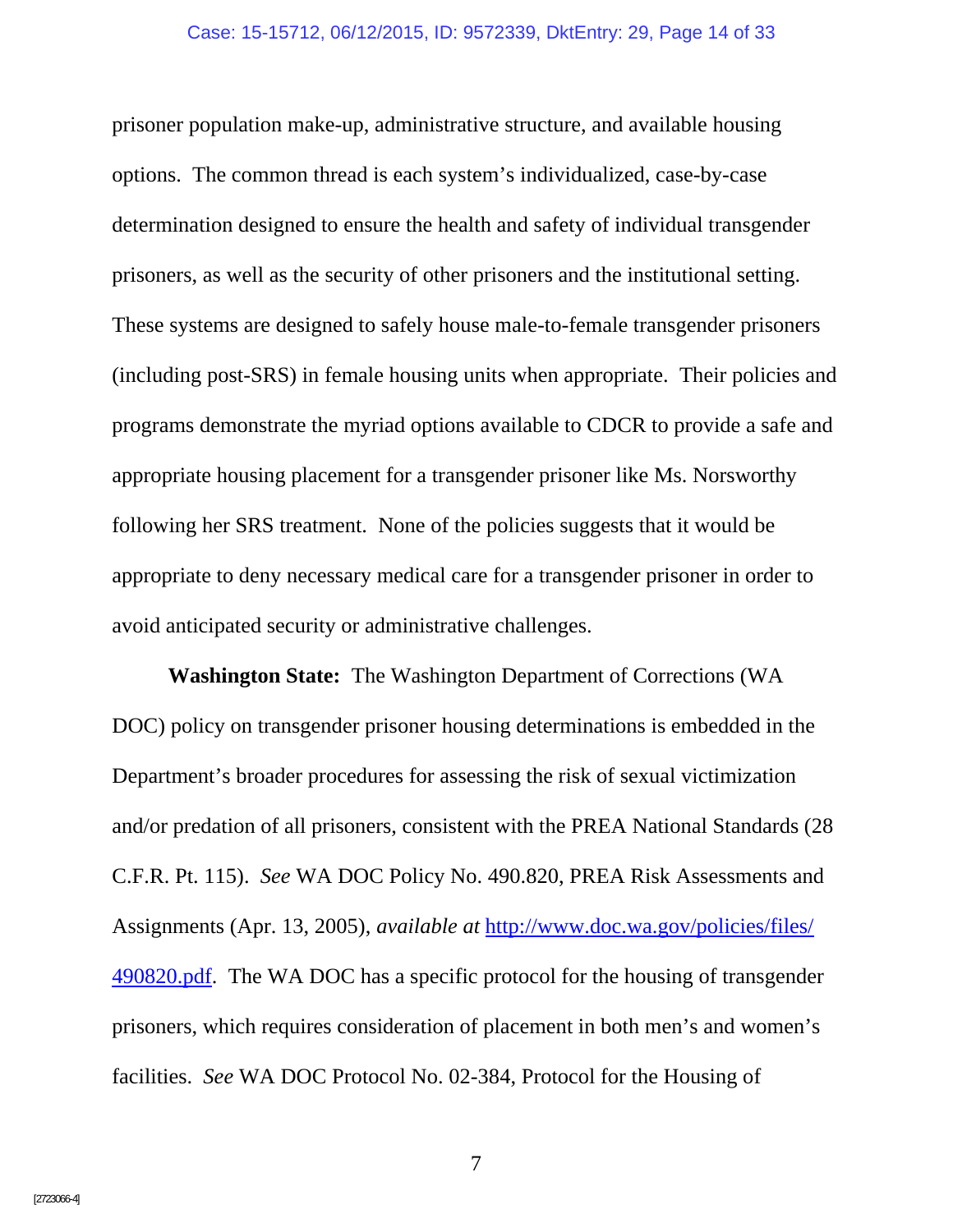prisoner population make-up, administrative structure, and available housing options. The common thread is each system's individualized, case-by-case determination designed to ensure the health and safety of individual transgender prisoners, as well as the security of other prisoners and the institutional setting. These systems are designed to safely house male-to-female transgender prisoners (including post-SRS) in female housing units when appropriate. Their policies and programs demonstrate the myriad options available to CDCR to provide a safe and appropriate housing placement for a transgender prisoner like Ms. Norsworthy following her SRS treatment. None of the policies suggests that it would be appropriate to deny necessary medical care for a transgender prisoner in order to avoid anticipated security or administrative challenges.

**Washington State:** The Washington Department of Corrections (WA DOC) policy on transgender prisoner housing determinations is embedded in the Department's broader procedures for assessing the risk of sexual victimization and/or predation of all prisoners, consistent with the PREA National Standards (28 C.F.R. Pt. 115). *See* WA DOC Policy No. 490.820, PREA Risk Assessments and Assignments (Apr. 13, 2005), *available at* [http://www.doc.wa.gov/policies/files/490820.pdf](http://www.doc.wa.gov/policies/files/490820.pdf). The WA DOC has a specific protocol for the housing of transgender prisoners, which requires consideration of placement in both men's and women's facilities. *See* WA DOC Protocol No. 02-384, Protocol for the Housing of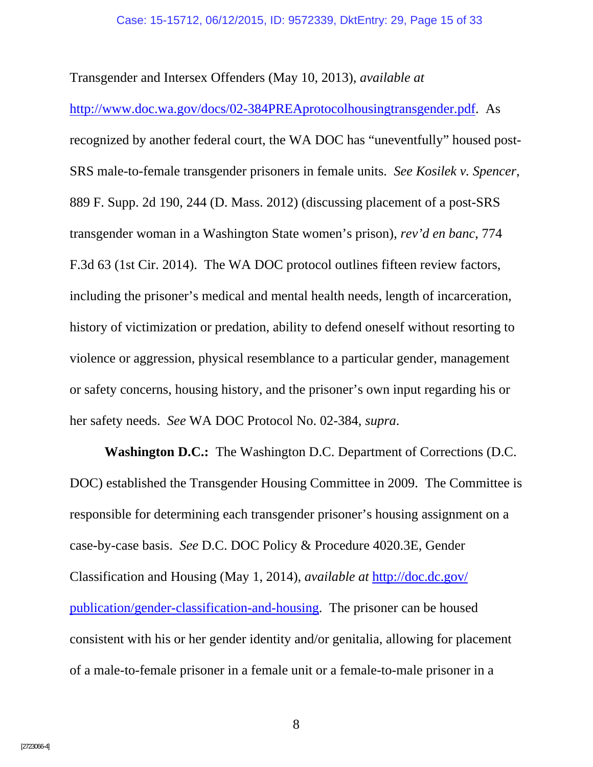Transgender and Intersex Offenders (May 10, 2013), *available at* http://www.doc.wa.gov/docs/02-384PREAprotocolhousingtransgender.pdf. As recognized by another federal court, the WA DOC has "uneventfully" housed post-SRS male-to-female transgender prisoners in female units. *See Kosilek v. Spencer*, 889 F. Supp. 2d 190, 244 (D. Mass. 2012) (discussing placement of a post-SRS transgender woman in a Washington State women's prison), *rev'd en banc*, 774 F.3d 63 (1st Cir. 2014). The WA DOC protocol outlines fifteen review factors, including the prisoner's medical and mental health needs, length of incarceration, history of victimization or predation, ability to defend oneself without resorting to violence or aggression, physical resemblance to a particular gender, management or safety concerns, housing history, and the prisoner's own input regarding his or her safety needs. *See* WA DOC Protocol No. 02-384, *supra*.

**Washington D.C.:** The Washington D.C. Department of Corrections (D.C. DOC) established the Transgender Housing Committee in 2009. The Committee is responsible for determining each transgender prisoner's housing assignment on a case-by-case basis. *See* D.C. DOC Policy & Procedure 4020.3E, Gender Classification and Housing (May 1, 2014), *available at* http://doc.dc.gov/publication/gender-classification-and-housing. The prisoner can be housed consistent with his or her gender identity and/or genitalia, allowing for placement of a male-to-female prisoner in a female unit or a female-to-male prisoner in a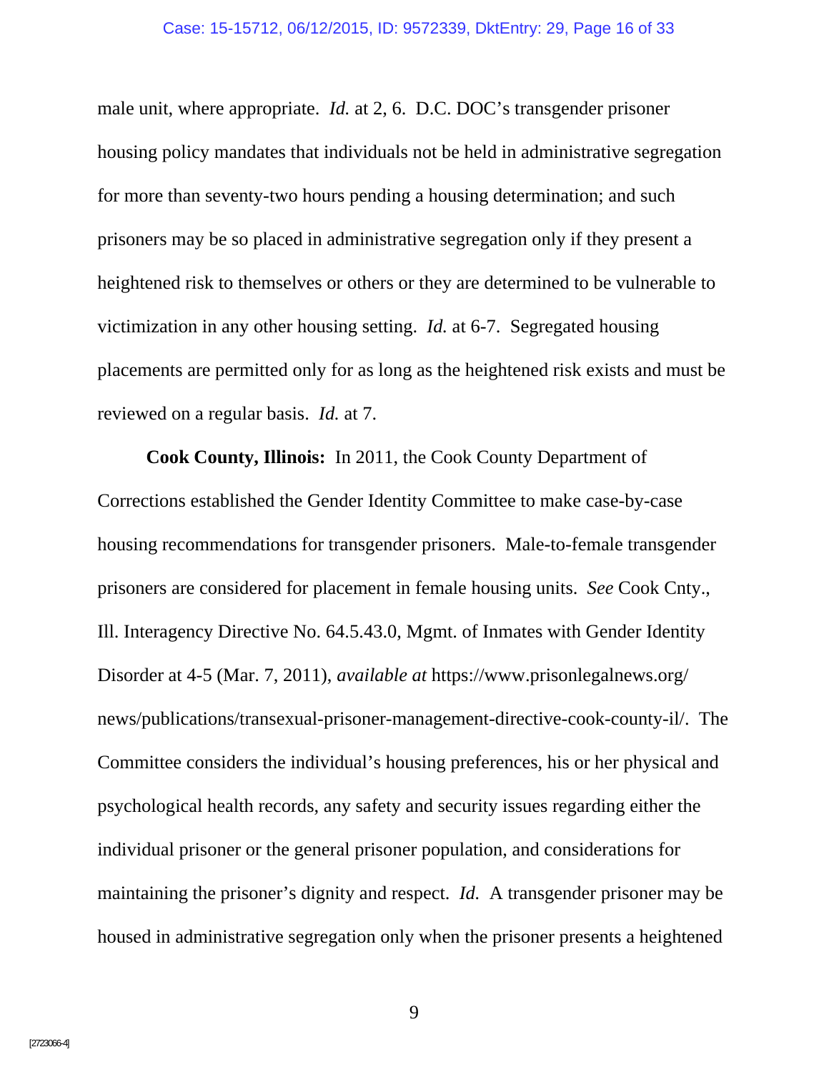male unit, where appropriate. *Id.* at 2, 6. D.C. DOC's transgender prisoner housing policy mandates that individuals not be held in administrative segregation for more than seventy-two hours pending a housing determination; and such prisoners may be so placed in administrative segregation only if they present a heightened risk to themselves or others or they are determined to be vulnerable to victimization in any other housing setting. *Id.* at 6-7. Segregated housing placements are permitted only for as long as the heightened risk exists and must be reviewed on a regular basis. *Id.* at 7.

**Cook County, Illinois:** In 2011, the Cook County Department of Corrections established the Gender Identity Committee to make case-by-case housing recommendations for transgender prisoners. Male-to-female transgender prisoners are considered for placement in female housing units. *See* Cook Cnty., Ill. Interagency Directive No. 64.5.43.0, Mgmt. of Inmates with Gender Identity Disorder at 4-5 (Mar. 7, 2011), *available at* https://www.prisonlegalnews.org/news/publications/transexual-prisoner-management-directive-cook-county-il/. The Committee considers the individual's housing preferences, his or her physical and psychological health records, any safety and security issues regarding either the individual prisoner or the general prisoner population, and considerations for maintaining the prisoner's dignity and respect. *Id.* A transgender prisoner may be housed in administrative segregation only when the prisoner presents a heightened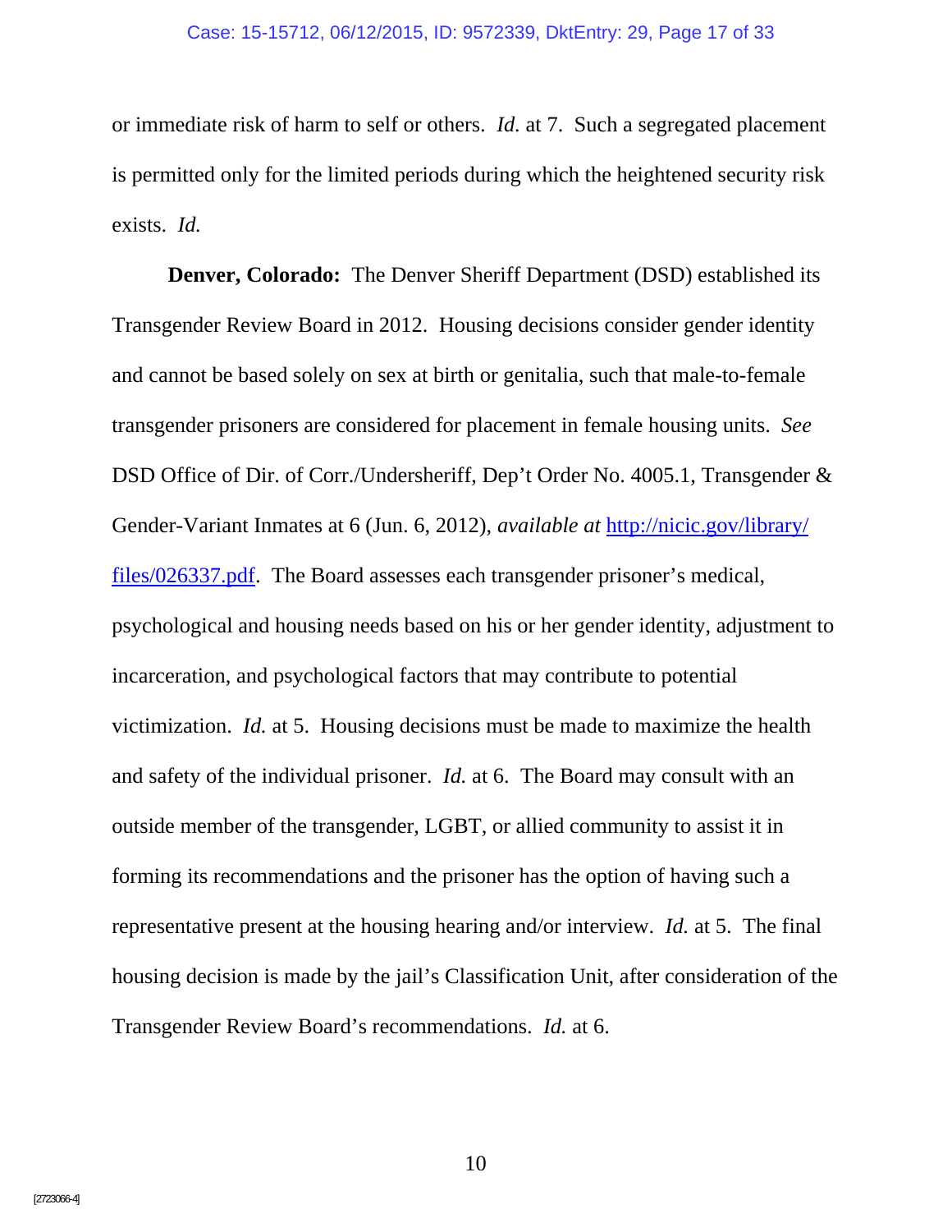or immediate risk of harm to self or others. *Id.* at 7. Such a segregated placement is permitted only for the limited periods during which the heightened security risk exists. *Id.*

**Denver, Colorado:** The Denver Sheriff Department (DSD) established its Transgender Review Board in 2012. Housing decisions consider gender identity and cannot be based solely on sex at birth or genitalia, such that male-to-female transgender prisoners are considered for placement in female housing units. *See* DSD Office of Dir. of Corr./Undersheriff, Dep't Order No. 4005.1, Transgender & Gender-Variant Inmates at 6 (Jun. 6, 2012), *available at* http://nicic.gov/library/files/026337.pdf. The Board assesses each transgender prisoner's medical, psychological and housing needs based on his or her gender identity, adjustment to incarceration, and psychological factors that may contribute to potential victimization. *Id.* at 5. Housing decisions must be made to maximize the health and safety of the individual prisoner. *Id.* at 6. The Board may consult with an outside member of the transgender, LGBT, or allied community to assist it in forming its recommendations and the prisoner has the option of having such a representative present at the housing hearing and/or interview. *Id.* at 5. The final housing decision is made by the jail's Classification Unit, after consideration of the Transgender Review Board's recommendations. *Id.* at 6.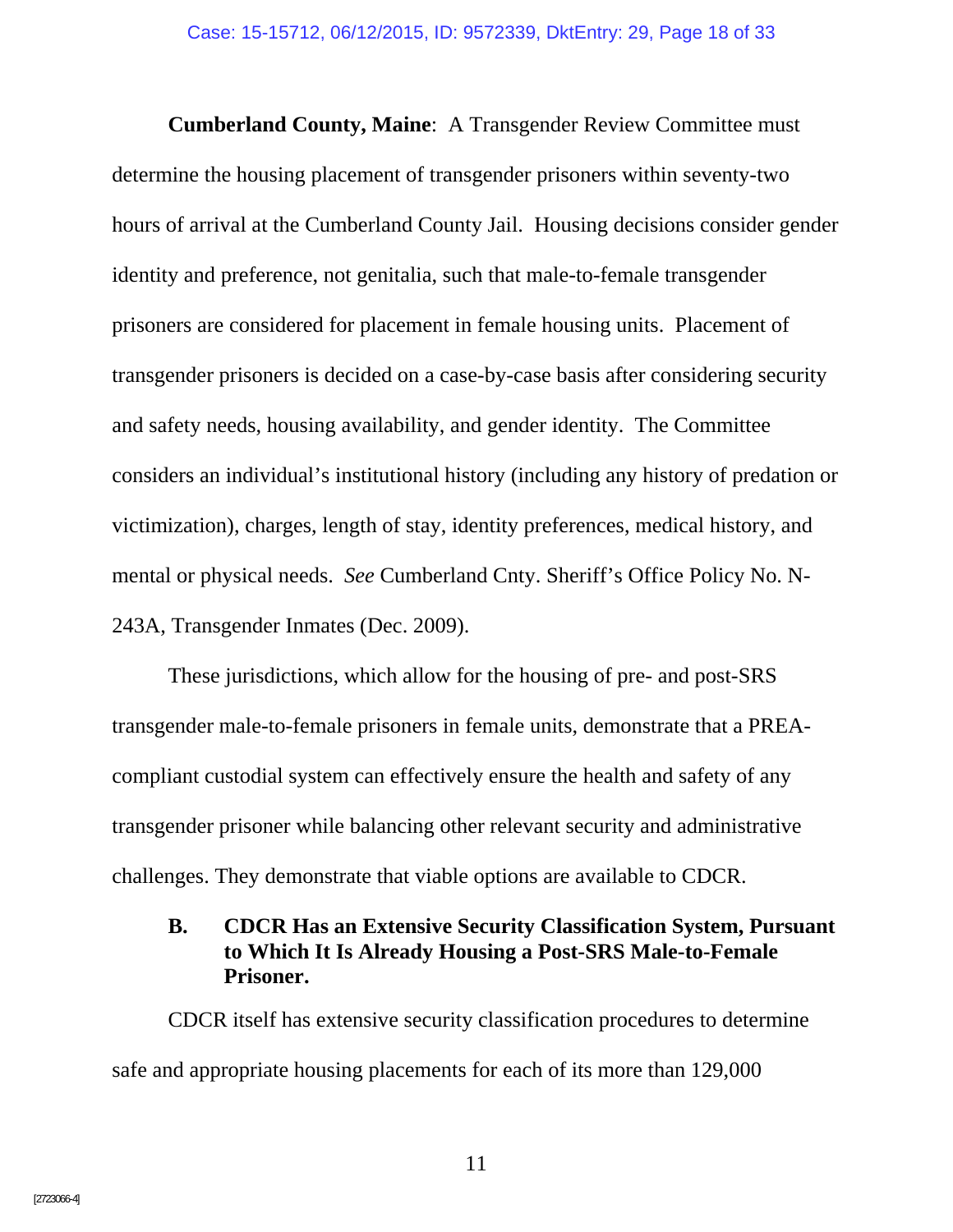**Cumberland County, Maine**: A Transgender Review Committee must determine the housing placement of transgender prisoners within seventy-two hours of arrival at the Cumberland County Jail. Housing decisions consider gender identity and preference, not genitalia, such that male-to-female transgender prisoners are considered for placement in female housing units. Placement of transgender prisoners is decided on a case-by-case basis after considering security and safety needs, housing availability, and gender identity. The Committee considers an individual's institutional history (including any history of predation or victimization), charges, length of stay, identity preferences, medical history, and mental or physical needs. *See* Cumberland Cnty. Sheriff's Office Policy No. N-243A, Transgender Inmates (Dec. 2009).

These jurisdictions, which allow for the housing of pre- and post-SRS transgender male-to-female prisoners in female units, demonstrate that a PREA-compliant custodial system can effectively ensure the health and safety of any transgender prisoner while balancing other relevant security and administrative challenges. They demonstrate that viable options are available to CDCR.

### B. CDCR Has an Extensive Security Classification System, Pursuant to Which It Is Already Housing a Post-SRS Male-to-Female Prisoner.

CDCR itself has extensive security classification procedures to determine safe and appropriate housing placements for each of its more than 129,000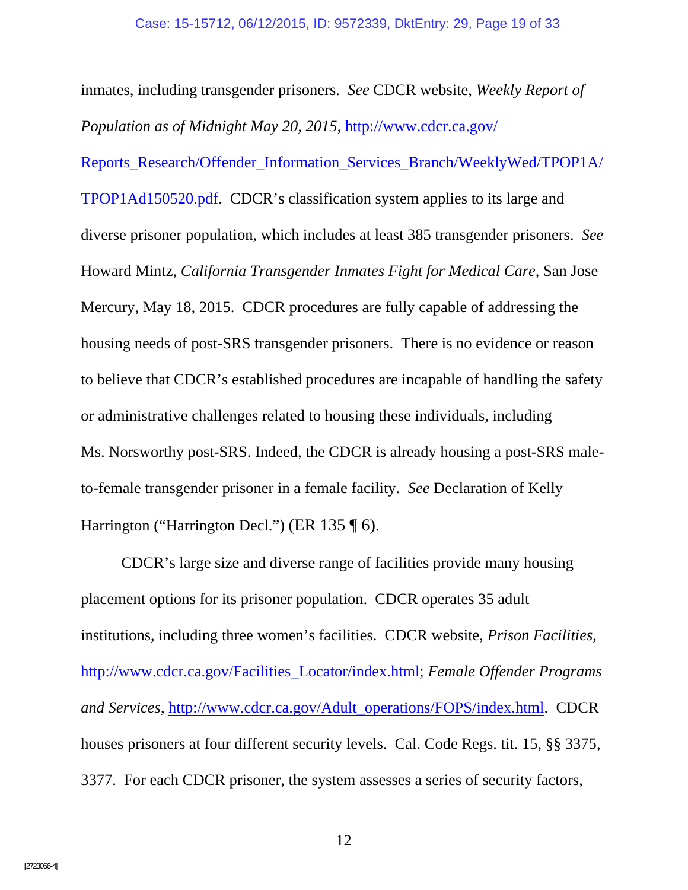inmates, including transgender prisoners. *See* CDCR website, *Weekly Report of Population as of Midnight May 20, 2015*, http://www.cdcr.ca.gov/Reports_Research/Offender_Information_Services_Branch/WeeklyWed/TPOP1A/TPOP1Ad150520.pdf. CDCR's classification system applies to its large and diverse prisoner population, which includes at least 385 transgender prisoners. *See* Howard Mintz, *California Transgender Inmates Fight for Medical Care*, San Jose Mercury, May 18, 2015. CDCR procedures are fully capable of addressing the housing needs of post-SRS transgender prisoners. There is no evidence or reason to believe that CDCR's established procedures are incapable of handling the safety or administrative challenges related to housing these individuals, including Ms. Norsworthy post-SRS. Indeed, the CDCR is already housing a post-SRS male-to-female transgender prisoner in a female facility. *See* Declaration of Kelly Harrington ("Harrington Decl.") (ER 135 ¶ 6).

CDCR's large size and diverse range of facilities provide many housing placement options for its prisoner population. CDCR operates 35 adult institutions, including three women's facilities. CDCR website, *Prison Facilities*, http://www.cdcr.ca.gov/Facilities_Locator/index.html; *Female Offender Programs and Services*, http://www.cdcr.ca.gov/Adult_operations/FOPS/index.html. CDCR houses prisoners at four different security levels. Cal. Code Regs. tit. 15, §§ 3375, 3377. For each CDCR prisoner, the system assesses a series of security factors,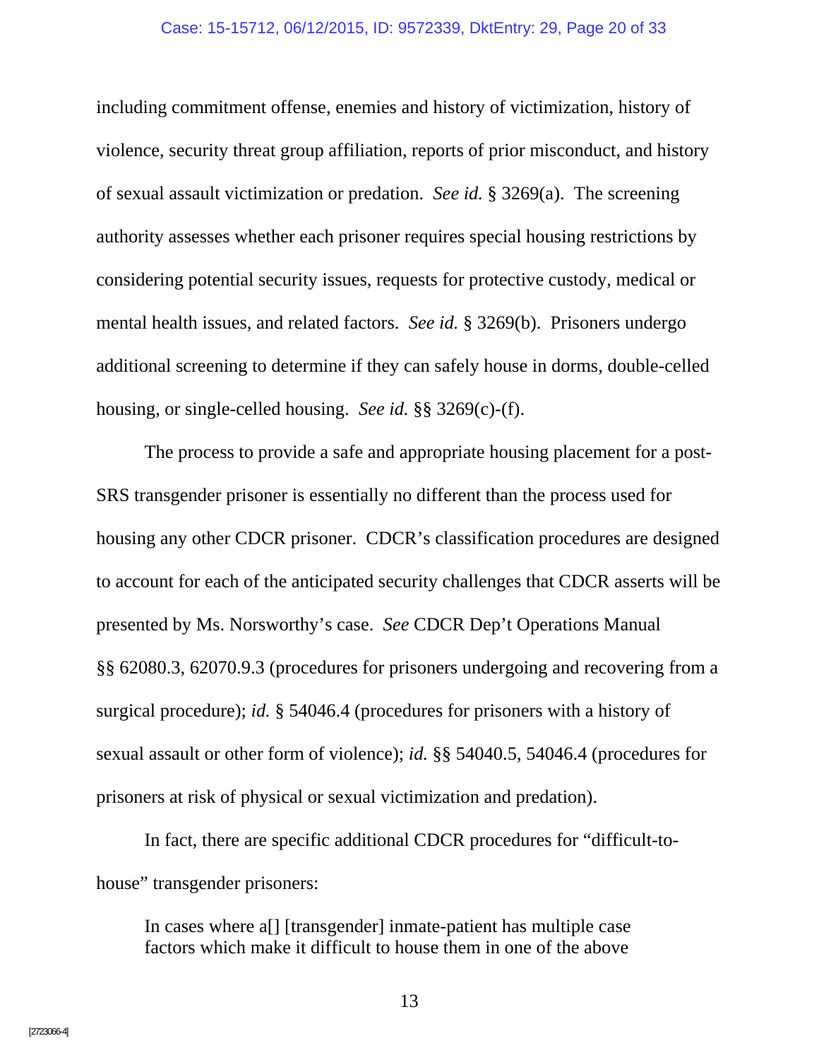including commitment offense, enemies and history of victimization, history of violence, security threat group affiliation, reports of prior misconduct, and history of sexual assault victimization or predation. *See id.* § 3269(a). The screening authority assesses whether each prisoner requires special housing restrictions by considering potential security issues, requests for protective custody, medical or mental health issues, and related factors. *See id.* § 3269(b). Prisoners undergo additional screening to determine if they can safely house in dorms, double-celled housing, or single-celled housing. *See id.* §§ 3269(c)-(f).

The process to provide a safe and appropriate housing placement for a post-SRS transgender prisoner is essentially no different than the process used for housing any other CDCR prisoner. CDCR's classification procedures are designed to account for each of the anticipated security challenges that CDCR asserts will be presented by Ms. Norsworthy's case. *See* CDCR Dep't Operations Manual §§ 62080.3, 62070.9.3 (procedures for prisoners undergoing and recovering from a surgical procedure); *id.* § 54046.4 (procedures for prisoners with a history of sexual assault or other form of violence); *id.* §§ 54040.5, 54046.4 (procedures for prisoners at risk of physical or sexual victimization and predation).

In fact, there are specific additional CDCR procedures for "difficult-to-house" transgender prisoners:

> In cases where a[] [transgender] inmate-patient has multiple case factors which make it difficult to house them in one of the above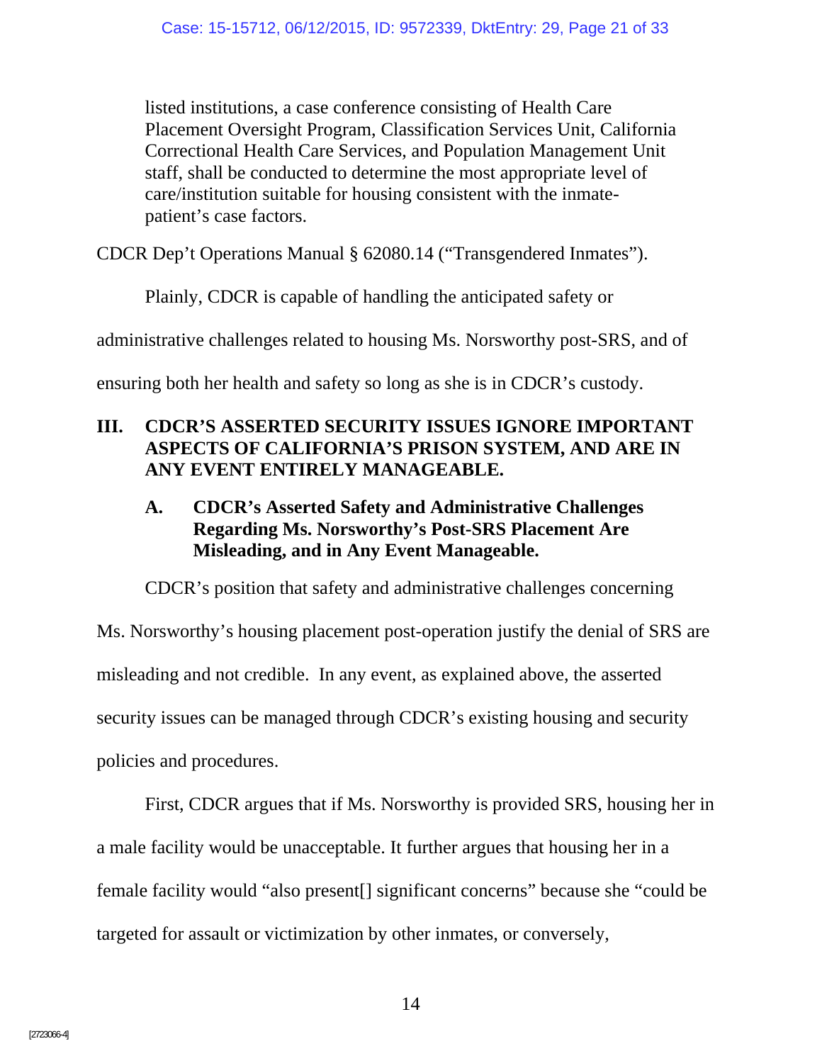> listed institutions, a case conference consisting of Health Care Placement Oversight Program, Classification Services Unit, California Correctional Health Care Services, and Population Management Unit staff, shall be conducted to determine the most appropriate level of care/institution suitable for housing consistent with the inmate-patient's case factors.

CDCR Dep't Operations Manual § 62080.14 ("Transgendered Inmates").

Plainly, CDCR is capable of handling the anticipated safety or administrative challenges related to housing Ms. Norsworthy post-SRS, and of ensuring both her health and safety so long as she is in CDCR's custody.

## III. CDCR'S ASSERTED SECURITY ISSUES IGNORE IMPORTANT ASPECTS OF CALIFORNIA'S PRISON SYSTEM, AND ARE IN ANY EVENT ENTIRELY MANAGEABLE.

### A. CDCR's Asserted Safety and Administrative Challenges Regarding Ms. Norsworthy's Post-SRS Placement Are Misleading, and in Any Event Manageable.

CDCR's position that safety and administrative challenges concerning Ms. Norsworthy's housing placement post-operation justify the denial of SRS are misleading and not credible. In any event, as explained above, the asserted security issues can be managed through CDCR's existing housing and security policies and procedures.

First, CDCR argues that if Ms. Norsworthy is provided SRS, housing her in a male facility would be unacceptable. It further argues that housing her in a female facility would "also present[] significant concerns" because she "could be targeted for assault or victimization by other inmates, or conversely,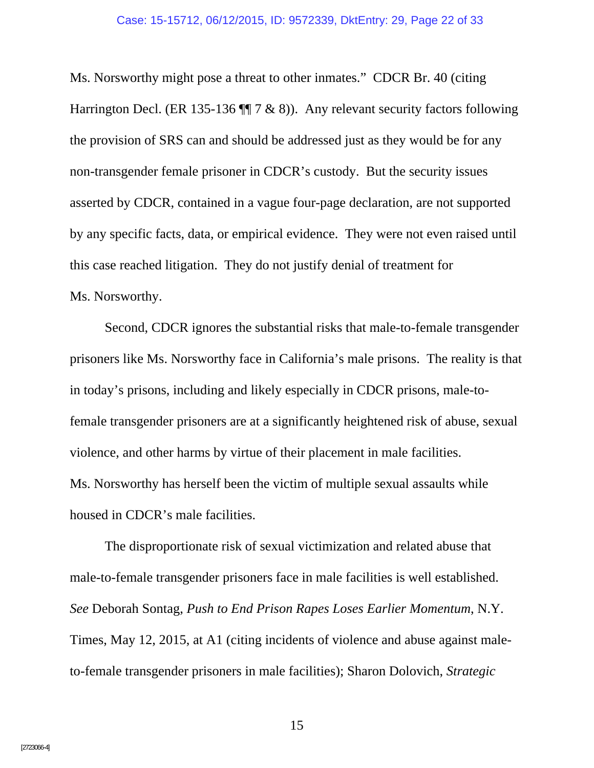Ms. Norsworthy might pose a threat to other inmates." CDCR Br. 40 (citing Harrington Decl. (ER 135-136 ¶¶ 7 & 8)). Any relevant security factors following the provision of SRS can and should be addressed just as they would be for any non-transgender female prisoner in CDCR's custody. But the security issues asserted by CDCR, contained in a vague four-page declaration, are not supported by any specific facts, data, or empirical evidence. They were not even raised until this case reached litigation. They do not justify denial of treatment for Ms. Norsworthy.

Second, CDCR ignores the substantial risks that male-to-female transgender prisoners like Ms. Norsworthy face in California's male prisons. The reality is that in today's prisons, including and likely especially in CDCR prisons, male-to-female transgender prisoners are at a significantly heightened risk of abuse, sexual violence, and other harms by virtue of their placement in male facilities. Ms. Norsworthy has herself been the victim of multiple sexual assaults while housed in CDCR's male facilities.

The disproportionate risk of sexual victimization and related abuse that male-to-female transgender prisoners face in male facilities is well established. *See* Deborah Sontag, *Push to End Prison Rapes Loses Earlier Momentum*, N.Y. Times, May 12, 2015, at A1 (citing incidents of violence and abuse against male-to-female transgender prisoners in male facilities); Sharon Dolovich, *Strategic*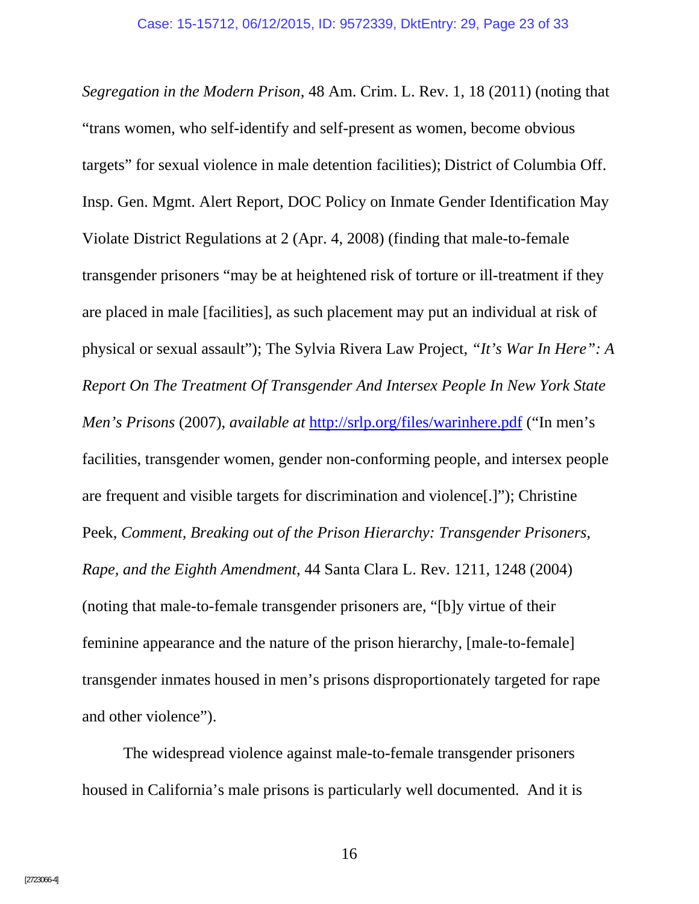*Segregation in the Modern Prison*, 48 Am. Crim. L. Rev. 1, 18 (2011) (noting that "trans women, who self-identify and self-present as women, become obvious targets" for sexual violence in male detention facilities); District of Columbia Off. Insp. Gen. Mgmt. Alert Report, DOC Policy on Inmate Gender Identification May Violate District Regulations at 2 (Apr. 4, 2008) (finding that male-to-female transgender prisoners "may be at heightened risk of torture or ill-treatment if they are placed in male [facilities], as such placement may put an individual at risk of physical or sexual assault"); The Sylvia Rivera Law Project, *"It's War In Here": A Report On The Treatment Of Transgender And Intersex People In New York State Men's Prisons* (2007), *available at* http://srlp.org/files/warinhere.pdf ("In men's facilities, transgender women, gender non-conforming people, and intersex people are frequent and visible targets for discrimination and violence[.]"); Christine Peek, *Comment, Breaking out of the Prison Hierarchy: Transgender Prisoners, Rape, and the Eighth Amendment*, 44 Santa Clara L. Rev. 1211, 1248 (2004) (noting that male-to-female transgender prisoners are, "[b]y virtue of their feminine appearance and the nature of the prison hierarchy, [male-to-female] transgender inmates housed in men's prisons disproportionately targeted for rape and other violence").

The widespread violence against male-to-female transgender prisoners housed in California's male prisons is particularly well documented. And it is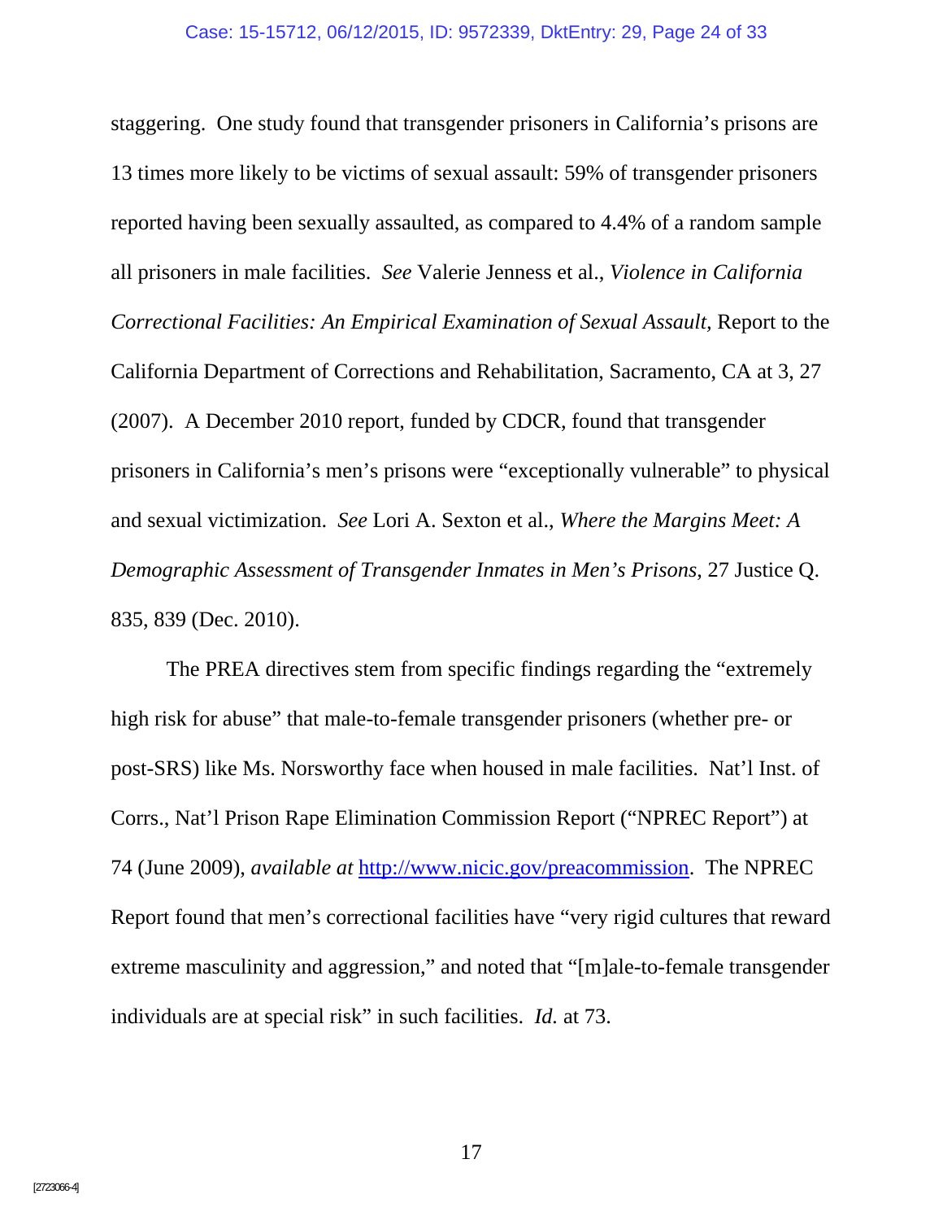staggering. One study found that transgender prisoners in California's prisons are 13 times more likely to be victims of sexual assault: 59% of transgender prisoners reported having been sexually assaulted, as compared to 4.4% of a random sample all prisoners in male facilities. *See* Valerie Jenness et al., *Violence in California Correctional Facilities: An Empirical Examination of Sexual Assault*, Report to the California Department of Corrections and Rehabilitation, Sacramento, CA at 3, 27 (2007). A December 2010 report, funded by CDCR, found that transgender prisoners in California's men's prisons were "exceptionally vulnerable" to physical and sexual victimization. *See* Lori A. Sexton et al., *Where the Margins Meet: A Demographic Assessment of Transgender Inmates in Men's Prisons*, 27 Justice Q. 835, 839 (Dec. 2010).

The PREA directives stem from specific findings regarding the "extremely high risk for abuse" that male-to-female transgender prisoners (whether pre- or post-SRS) like Ms. Norsworthy face when housed in male facilities. Nat'l Inst. of Corrs., Nat'l Prison Rape Elimination Commission Report ("NPREC Report") at 74 (June 2009), *available at* http://www.nicic.gov/preacommission. The NPREC Report found that men's correctional facilities have "very rigid cultures that reward extreme masculinity and aggression," and noted that "[m]ale-to-female transgender individuals are at special risk" in such facilities. *Id.* at 73.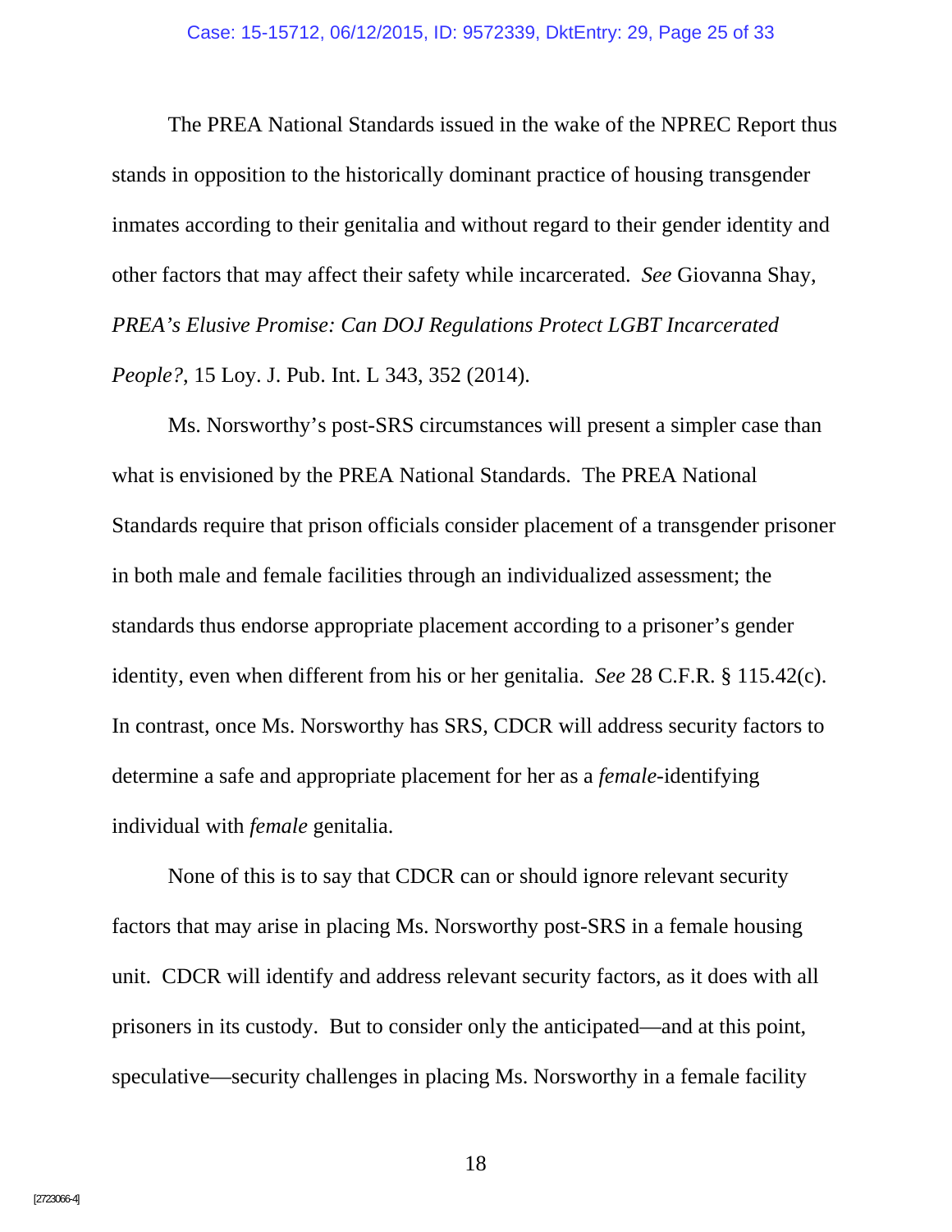The PREA National Standards issued in the wake of the NPREC Report thus stands in opposition to the historically dominant practice of housing transgender inmates according to their genitalia and without regard to their gender identity and other factors that may affect their safety while incarcerated. *See* Giovanna Shay, *PREA's Elusive Promise: Can DOJ Regulations Protect LGBT Incarcerated People?*, 15 Loy. J. Pub. Int. L 343, 352 (2014).

Ms. Norsworthy's post-SRS circumstances will present a simpler case than what is envisioned by the PREA National Standards. The PREA National Standards require that prison officials consider placement of a transgender prisoner in both male and female facilities through an individualized assessment; the standards thus endorse appropriate placement according to a prisoner's gender identity, even when different from his or her genitalia. *See* 28 C.F.R. § 115.42(c). In contrast, once Ms. Norsworthy has SRS, CDCR will address security factors to determine a safe and appropriate placement for her as a *female*-identifying individual with *female* genitalia.

None of this is to say that CDCR can or should ignore relevant security factors that may arise in placing Ms. Norsworthy post-SRS in a female housing unit. CDCR will identify and address relevant security factors, as it does with all prisoners in its custody. But to consider only the anticipated—and at this point, speculative—security challenges in placing Ms. Norsworthy in a female facility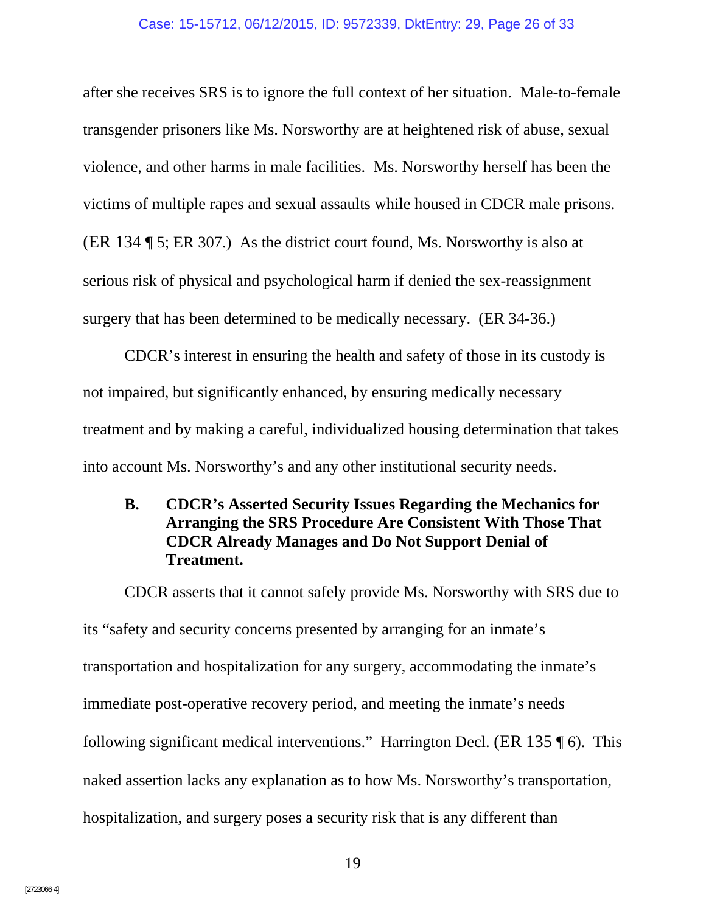after she receives SRS is to ignore the full context of her situation. Male-to-female transgender prisoners like Ms. Norsworthy are at heightened risk of abuse, sexual violence, and other harms in male facilities. Ms. Norsworthy herself has been the victims of multiple rapes and sexual assaults while housed in CDCR male prisons. (ER 134 ¶ 5; ER 307.) As the district court found, Ms. Norsworthy is also at serious risk of physical and psychological harm if denied the sex-reassignment surgery that has been determined to be medically necessary. (ER 34-36.)

CDCR's interest in ensuring the health and safety of those in its custody is not impaired, but significantly enhanced, by ensuring medically necessary treatment and by making a careful, individualized housing determination that takes into account Ms. Norsworthy's and any other institutional security needs.

### B. CDCR's Asserted Security Issues Regarding the Mechanics for Arranging the SRS Procedure Are Consistent With Those That CDCR Already Manages and Do Not Support Denial of Treatment.

CDCR asserts that it cannot safely provide Ms. Norsworthy with SRS due to its "safety and security concerns presented by arranging for an inmate's transportation and hospitalization for any surgery, accommodating the inmate's immediate post-operative recovery period, and meeting the inmate's needs following significant medical interventions." Harrington Decl. (ER 135 ¶ 6). This naked assertion lacks any explanation as to how Ms. Norsworthy's transportation, hospitalization, and surgery poses a security risk that is any different than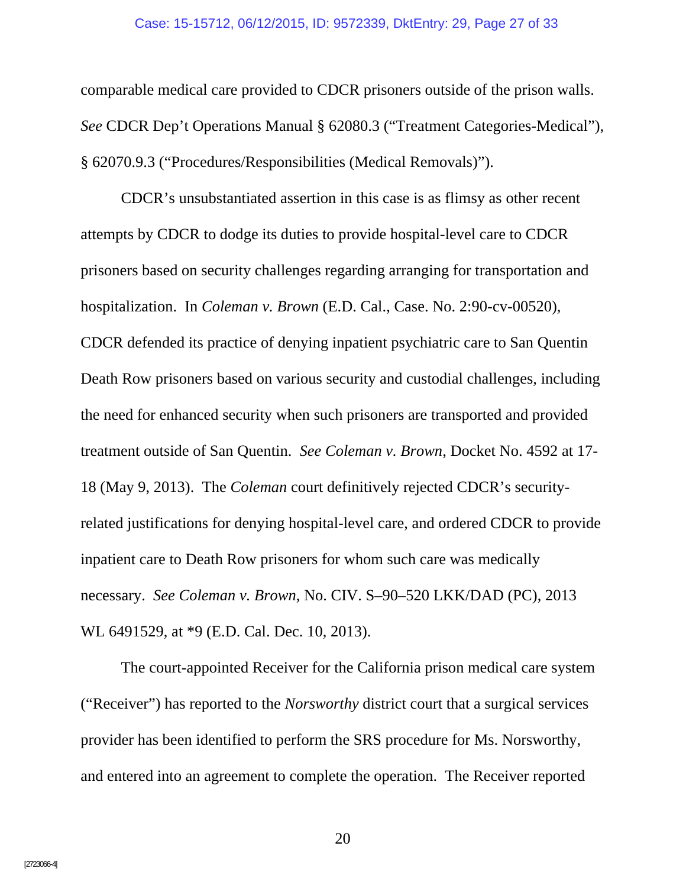comparable medical care provided to CDCR prisoners outside of the prison walls. *See* CDCR Dep't Operations Manual § 62080.3 ("Treatment Categories-Medical"), § 62070.9.3 ("Procedures/Responsibilities (Medical Removals)").

CDCR's unsubstantiated assertion in this case is as flimsy as other recent attempts by CDCR to dodge its duties to provide hospital-level care to CDCR prisoners based on security challenges regarding arranging for transportation and hospitalization. In *Coleman v. Brown* (E.D. Cal., Case. No. 2:90-cv-00520), CDCR defended its practice of denying inpatient psychiatric care to San Quentin Death Row prisoners based on various security and custodial challenges, including the need for enhanced security when such prisoners are transported and provided treatment outside of San Quentin. *See Coleman v. Brown,* Docket No. 4592 at 17-18 (May 9, 2013). The *Coleman* court definitively rejected CDCR's security-related justifications for denying hospital-level care, and ordered CDCR to provide inpatient care to Death Row prisoners for whom such care was medically necessary. *See Coleman v. Brown,* No. CIV. S–90–520 LKK/DAD (PC), 2013 WL 6491529, at *9 (E.D. Cal. Dec. 10, 2013).

The court-appointed Receiver for the California prison medical care system ("Receiver") has reported to the *Norsworthy* district court that a surgical services provider has been identified to perform the SRS procedure for Ms. Norsworthy, and entered into an agreement to complete the operation. The Receiver reported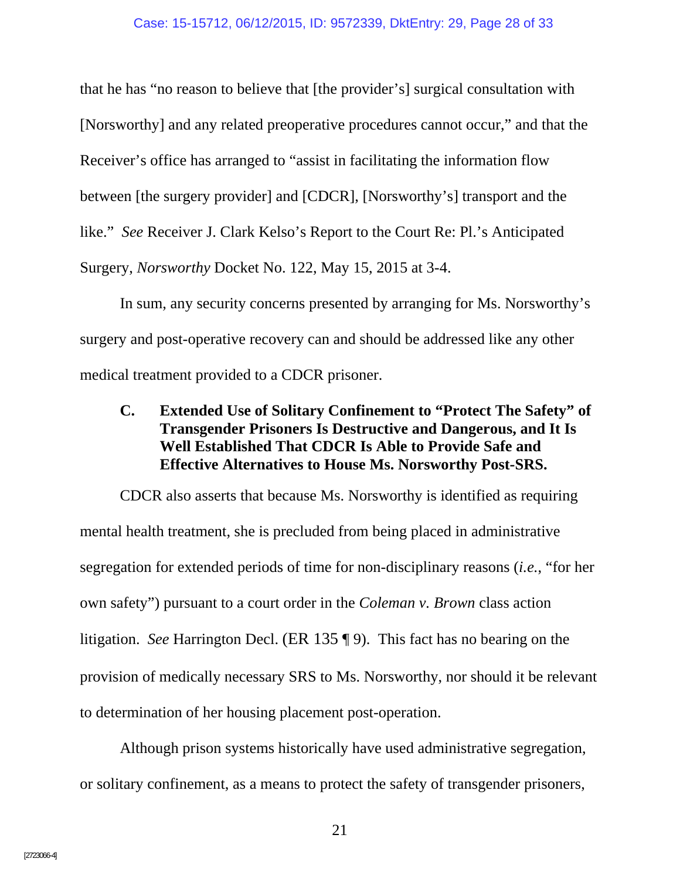that he has "no reason to believe that [the provider's] surgical consultation with [Norsworthy] and any related preoperative procedures cannot occur," and that the Receiver's office has arranged to "assist in facilitating the information flow between [the surgery provider] and [CDCR], [Norsworthy's] transport and the like." *See* Receiver J. Clark Kelso's Report to the Court Re: Pl.'s Anticipated Surgery, *Norsworthy* Docket No. 122, May 15, 2015 at 3-4.

In sum, any security concerns presented by arranging for Ms. Norsworthy's surgery and post-operative recovery can and should be addressed like any other medical treatment provided to a CDCR prisoner.

### C. Extended Use of Solitary Confinement to "Protect The Safety" of Transgender Prisoners Is Destructive and Dangerous, and It Is Well Established That CDCR Is Able to Provide Safe and Effective Alternatives to House Ms. Norsworthy Post-SRS.

CDCR also asserts that because Ms. Norsworthy is identified as requiring mental health treatment, she is precluded from being placed in administrative segregation for extended periods of time for non-disciplinary reasons (*i.e.*, "for her own safety") pursuant to a court order in the *Coleman v. Brown* class action litigation. *See* Harrington Decl. (ER 135 ¶ 9). This fact has no bearing on the provision of medically necessary SRS to Ms. Norsworthy, nor should it be relevant to determination of her housing placement post-operation.

Although prison systems historically have used administrative segregation, or solitary confinement, as a means to protect the safety of transgender prisoners,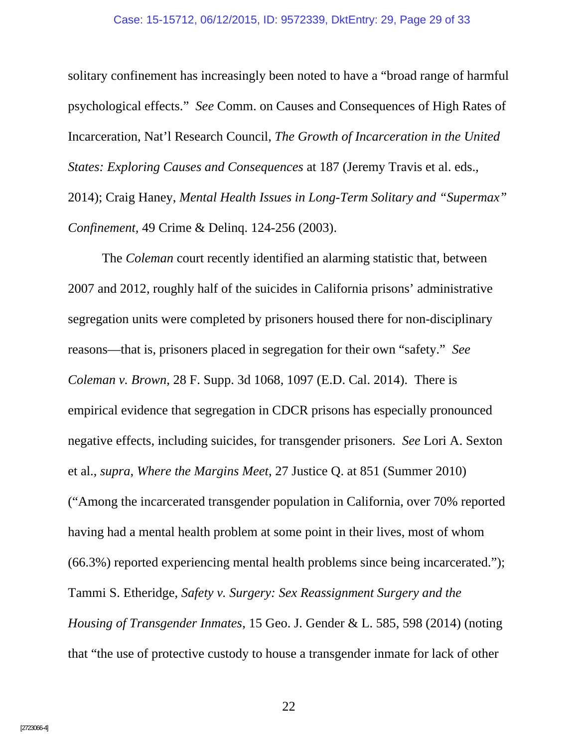solitary confinement has increasingly been noted to have a "broad range of harmful psychological effects." *See* Comm. on Causes and Consequences of High Rates of Incarceration, Nat'l Research Council, *The Growth of Incarceration in the United States: Exploring Causes and Consequences* at 187 (Jeremy Travis et al. eds., 2014); Craig Haney, *Mental Health Issues in Long-Term Solitary and "Supermax" Confinement,* 49 Crime & Delinq. 124-256 (2003).

The *Coleman* court recently identified an alarming statistic that, between 2007 and 2012, roughly half of the suicides in California prisons' administrative segregation units were completed by prisoners housed there for non-disciplinary reasons—that is, prisoners placed in segregation for their own "safety." *See Coleman v. Brown*, 28 F. Supp. 3d 1068, 1097 (E.D. Cal. 2014). There is empirical evidence that segregation in CDCR prisons has especially pronounced negative effects, including suicides, for transgender prisoners. *See* Lori A. Sexton et al., *supra*, *Where the Margins Meet*, 27 Justice Q. at 851 (Summer 2010) ("Among the incarcerated transgender population in California, over 70% reported having had a mental health problem at some point in their lives, most of whom (66.3%) reported experiencing mental health problems since being incarcerated."); Tammi S. Etheridge, *Safety v. Surgery: Sex Reassignment Surgery and the Housing of Transgender Inmates*, 15 Geo. J. Gender & L. 585, 598 (2014) (noting that "the use of protective custody to house a transgender inmate for lack of other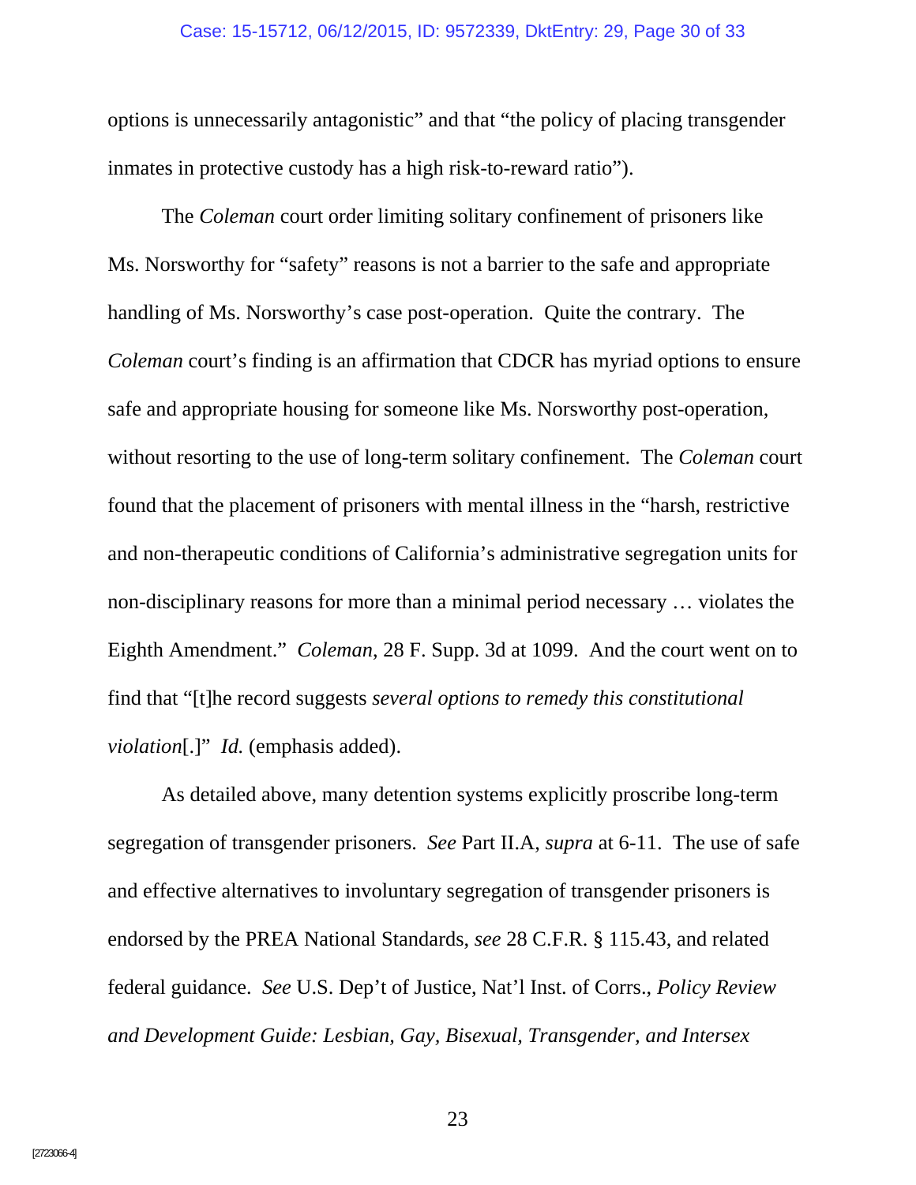options is unnecessarily antagonistic" and that "the policy of placing transgender inmates in protective custody has a high risk-to-reward ratio").

The *Coleman* court order limiting solitary confinement of prisoners like Ms. Norsworthy for "safety" reasons is not a barrier to the safe and appropriate handling of Ms. Norsworthy's case post-operation. Quite the contrary. The *Coleman* court's finding is an affirmation that CDCR has myriad options to ensure safe and appropriate housing for someone like Ms. Norsworthy post-operation, without resorting to the use of long-term solitary confinement. The *Coleman* court found that the placement of prisoners with mental illness in the "harsh, restrictive and non-therapeutic conditions of California's administrative segregation units for non-disciplinary reasons for more than a minimal period necessary … violates the Eighth Amendment." *Coleman*, 28 F. Supp. 3d at 1099. And the court went on to find that "[t]he record suggests *several options to remedy this constitutional violation*[.]" *Id.* (emphasis added).

As detailed above, many detention systems explicitly proscribe long-term segregation of transgender prisoners. *See* Part II.A, *supra* at 6-11. The use of safe and effective alternatives to involuntary segregation of transgender prisoners is endorsed by the PREA National Standards, *see* 28 C.F.R. § 115.43, and related federal guidance. *See* U.S. Dep't of Justice, Nat'l Inst. of Corrs., *Policy Review and Development Guide: Lesbian, Gay, Bisexual, Transgender, and Intersex*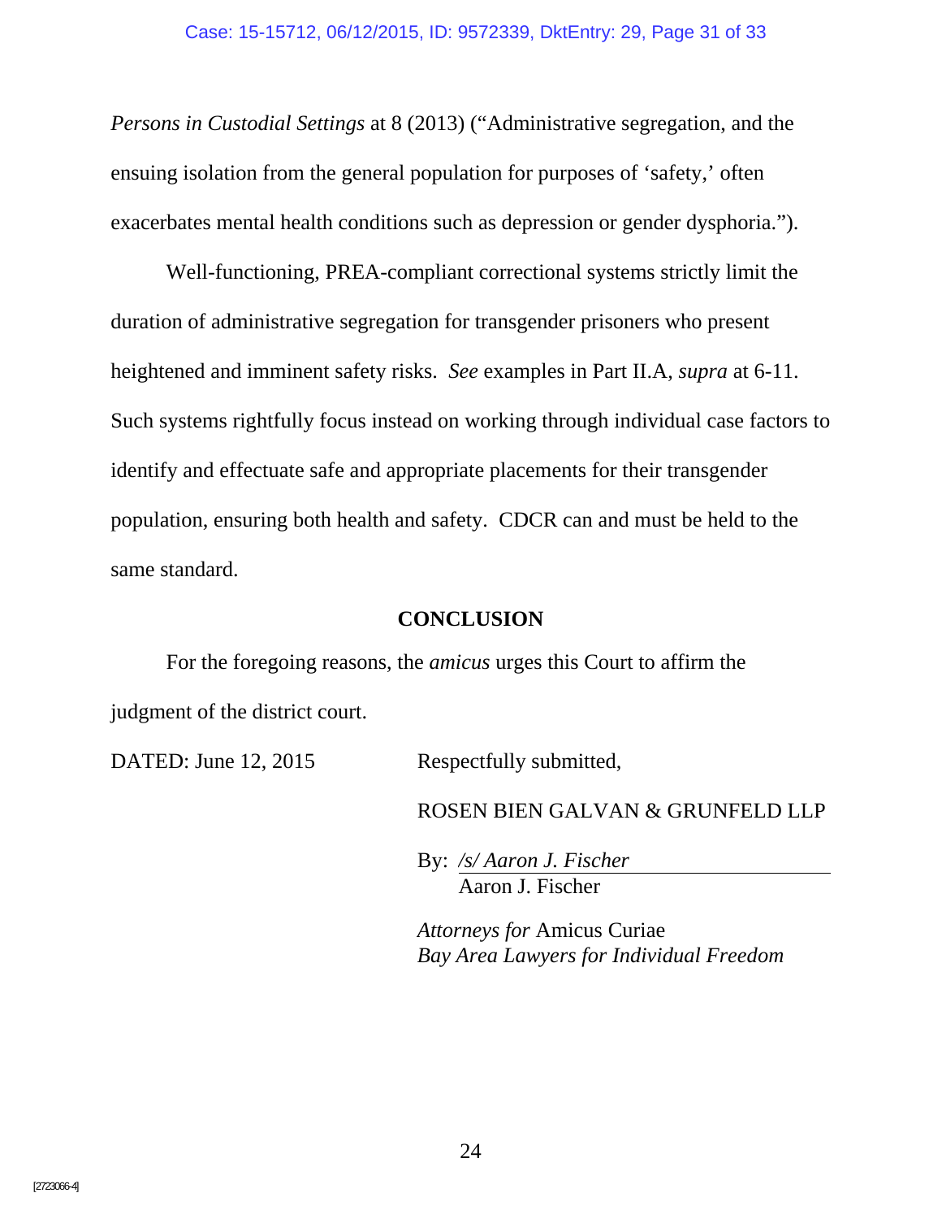*Persons in Custodial Settings* at 8 (2013) ("Administrative segregation, and the ensuing isolation from the general population for purposes of 'safety,' often exacerbates mental health conditions such as depression or gender dysphoria.").

Well-functioning, PREA-compliant correctional systems strictly limit the duration of administrative segregation for transgender prisoners who present heightened and imminent safety risks. *See* examples in Part II.A, *supra* at 6-11. Such systems rightfully focus instead on working through individual case factors to identify and effectuate safe and appropriate placements for their transgender population, ensuring both health and safety. CDCR can and must be held to the same standard.

## CONCLUSION

For the foregoing reasons, the *amicus* urges this Court to affirm the judgment of the district court.

DATED: June 12, 2015

Respectfully submitted,

ROSEN BIEN GALVAN & GRUNFELD LLP

By: */s/ Aaron J. Fischer*
Aaron J. Fischer

*Attorneys for* Amicus Curiae
*Bay Area Lawyers for Individual Freedom*

[2723066-4]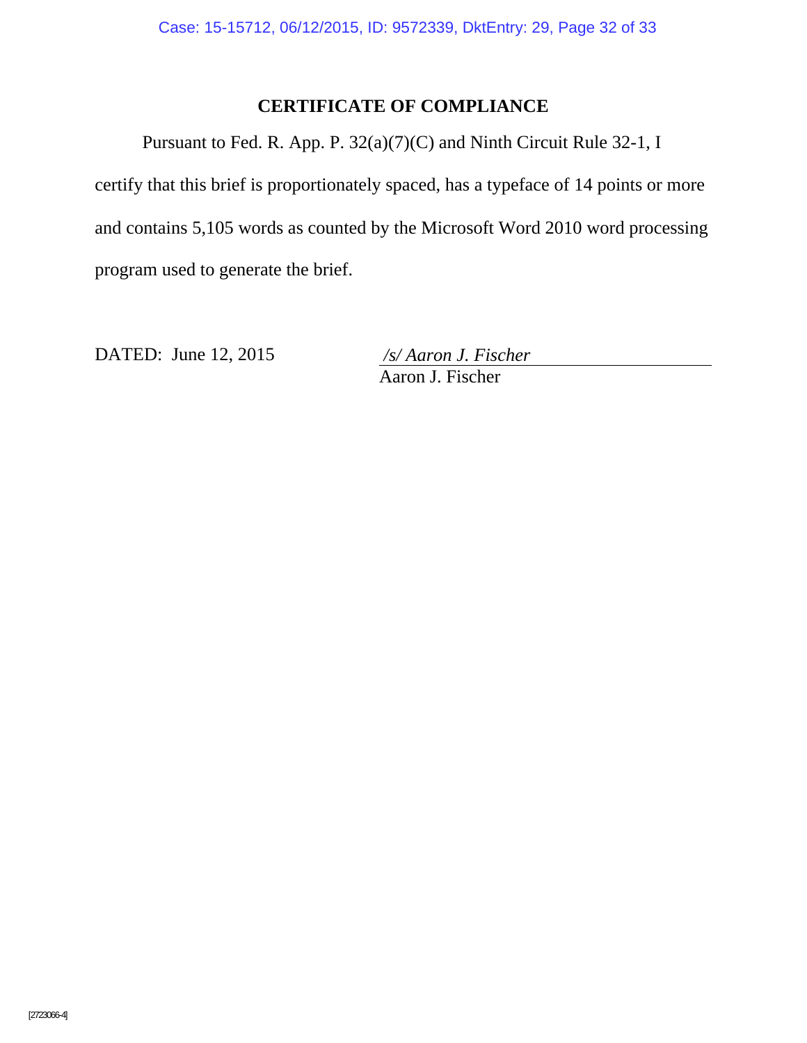## CERTIFICATE OF COMPLIANCE

Pursuant to Fed. R. App. P. 32(a)(7)(C) and Ninth Circuit Rule 32-1, I certify that this brief is proportionately spaced, has a typeface of 14 points or more and contains 5,105 words as counted by the Microsoft Word 2010 word processing program used to generate the brief.

DATED: June 12, 2015

*/s/ Aaron J. Fischer*
Aaron J. Fischer

[2723066-4]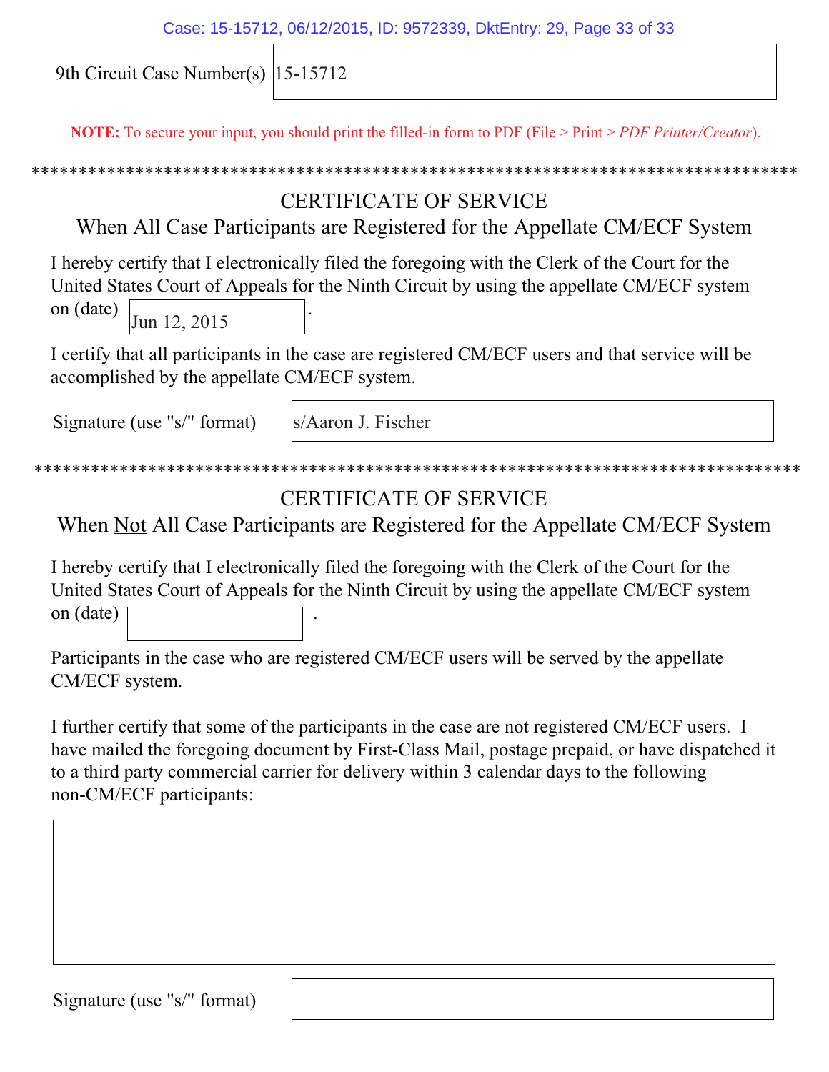9th Circuit Case Number(s) 15-15712

**NOTE:** To secure your input, you should print the filled-in form to PDF (File > Print > *PDF Printer/Creator*).

*********************************************************************************

## CERTIFICATE OF SERVICE
### When All Case Participants are Registered for the Appellate CM/ECF System

I hereby certify that I electronically filed the foregoing with the Clerk of the Court for the United States Court of Appeals for the Ninth Circuit by using the appellate CM/ECF system on (date) Jun 12, 2015 .

I certify that all participants in the case are registered CM/ECF users and that service will be accomplished by the appellate CM/ECF system.

Signature (use "s/" format) s/Aaron J. Fischer

*********************************************************************************

## CERTIFICATE OF SERVICE
### When Not All Case Participants are Registered for the Appellate CM/ECF System

I hereby certify that I electronically filed the foregoing with the Clerk of the Court for the United States Court of Appeals for the Ninth Circuit by using the appellate CM/ECF system on (date) .

Participants in the case who are registered CM/ECF users will be served by the appellate CM/ECF system.

I further certify that some of the participants in the case are not registered CM/ECF users. I have mailed the foregoing document by First-Class Mail, postage prepaid, or have dispatched it to a third party commercial carrier for delivery within 3 calendar days to the following non-CM/ECF participants:

Signature (use "s/" format)